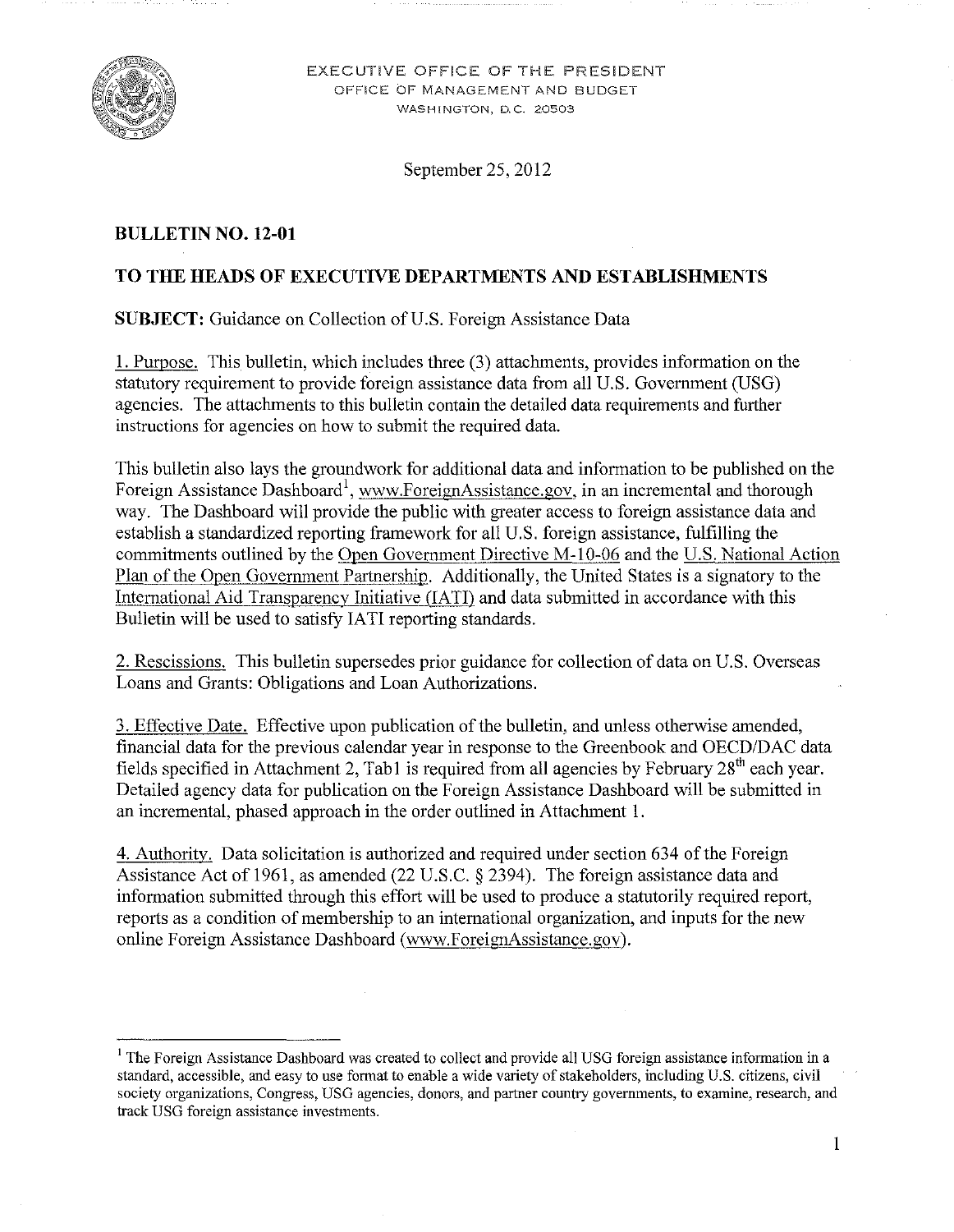EXECUTIVE OFFICE OF THE PRESIDENT
OFFICE OF MANAGEMENT AND BUDGET
WASHINGTON, D.C. 20503

September 25, 2012

**BULLETIN NO. 12-01**

**TO THE HEADS OF EXECUTIVE DEPARTMENTS AND ESTABLISHMENTS**

**SUBJECT:** Guidance on Collection of U.S. Foreign Assistance Data

1. Purpose. This bulletin, which includes three (3) attachments, provides information on the statutory requirement to provide foreign assistance data from all U.S. Government (USG) agencies. The attachments to this bulletin contain the detailed data requirements and further instructions for agencies on how to submit the required data.

This bulletin also lays the groundwork for additional data and information to be published on the Foreign Assistance Dashboard[1], www.ForeignAssistance.gov, in an incremental and thorough way. The Dashboard will provide the public with greater access to foreign assistance data and establish a standardized reporting framework for all U.S. foreign assistance, fulfilling the commitments outlined by the Open Government Directive M-10-06 and the U.S. National Action Plan of the Open Government Partnership. Additionally, the United States is a signatory to the International Aid Transparency Initiative (IATI) and data submitted in accordance with this Bulletin will be used to satisfy IATI reporting standards.

2. Rescissions. This bulletin supersedes prior guidance for collection of data on U.S. Overseas Loans and Grants: Obligations and Loan Authorizations.

3. Effective Date. Effective upon publication of the bulletin, and unless otherwise amended, financial data for the previous calendar year in response to the Greenbook and OECD/DAC data fields specified in Attachment 2, Tab1 is required from all agencies by February 28th each year. Detailed agency data for publication on the Foreign Assistance Dashboard will be submitted in an incremental, phased approach in the order outlined in Attachment 1.

4. Authority. Data solicitation is authorized and required under section 634 of the Foreign Assistance Act of 1961, as amended (22 U.S.C. § 2394). The foreign assistance data and information submitted through this effort will be used to produce a statutorily required report, reports as a condition of membership to an international organization, and inputs for the new online Foreign Assistance Dashboard (www.ForeignAssistance.gov).

---

[1] The Foreign Assistance Dashboard was created to collect and provide all USG foreign assistance information in a standard, accessible, and easy to use format to enable a wide variety of stakeholders, including U.S. citizens, civil society organizations, Congress, USG agencies, donors, and partner country governments, to examine, research, and track USG foreign assistance investments.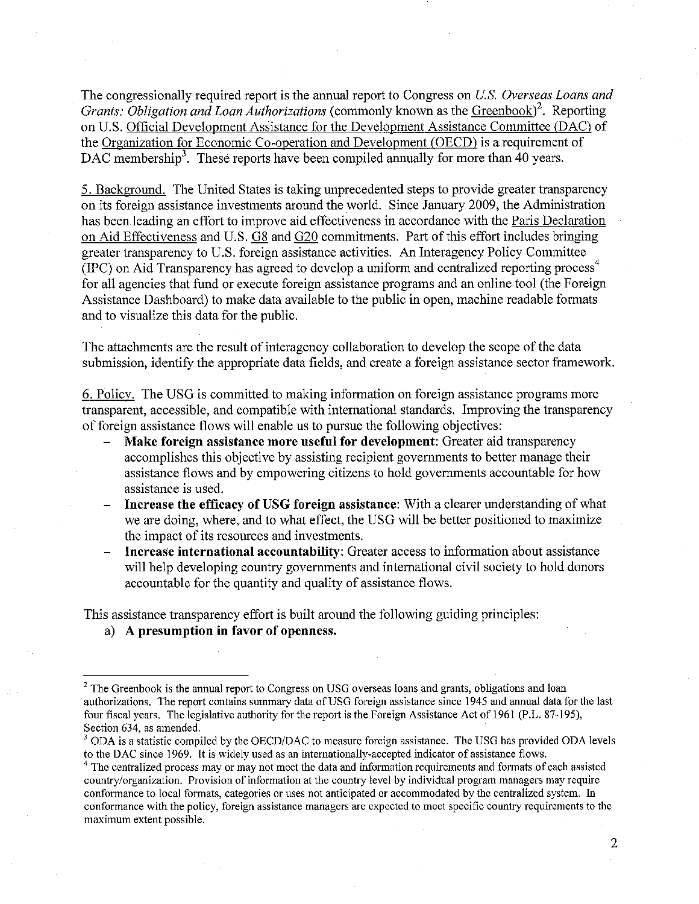The congressionally required report is the annual report to Congress on *U.S. Overseas Loans and Grants: Obligation and Loan Authorizations* (commonly known as the Greenbook)[2]. Reporting on U.S. Official Development Assistance for the Development Assistance Committee (DAC) of the Organization for Economic Co-operation and Development (OECD) is a requirement of DAC membership[3]. These reports have been compiled annually for more than 40 years.

5. Background. The United States is taking unprecedented steps to provide greater transparency on its foreign assistance investments around the world. Since January 2009, the Administration has been leading an effort to improve aid effectiveness in accordance with the Paris Declaration on Aid Effectiveness and U.S. G8 and G20 commitments. Part of this effort includes bringing greater transparency to U.S. foreign assistance activities. An Interagency Policy Committee (IPC) on Aid Transparency has agreed to develop a uniform and centralized reporting process[4] for all agencies that fund or execute foreign assistance programs and an online tool (the Foreign Assistance Dashboard) to make data available to the public in open, machine readable formats and to visualize this data for the public.

The attachments are the result of interagency collaboration to develop the scope of the data submission, identify the appropriate data fields, and create a foreign assistance sector framework.

6. Policy. The USG is committed to making information on foreign assistance programs more transparent, accessible, and compatible with international standards. Improving the transparency of foreign assistance flows will enable us to pursue the following objectives:

- **Make foreign assistance more useful for development**: Greater aid transparency accomplishes this objective by assisting recipient governments to better manage their assistance flows and by empowering citizens to hold governments accountable for how assistance is used.
- **Increase the efficacy of USG foreign assistance**: With a clearer understanding of what we are doing, where, and to what effect, the USG will be better positioned to maximize the impact of its resources and investments.
- **Increase international accountability**: Greater access to information about assistance will help developing country governments and international civil society to hold donors accountable for the quantity and quality of assistance flows.

This assistance transparency effort is built around the following guiding principles:

a) **A presumption in favor of openness.**

---

[2] The Greenbook is the annual report to Congress on USG overseas loans and grants, obligations and loan authorizations. The report contains summary data of USG foreign assistance since 1945 and annual data for the last four fiscal years. The legislative authority for the report is the Foreign Assistance Act of 1961 (P.L. 87-195), Section 634, as amended.

[3] ODA is a statistic compiled by the OECD/DAC to measure foreign assistance. The USG has provided ODA levels to the DAC since 1969. It is widely used as an internationally-accepted indicator of assistance flows.

[4] The centralized process may or may not meet the data and information requirements and formats of each assisted country/organization. Provision of information at the country level by individual program managers may require conformance to local formats, categories or uses not anticipated or accommodated by the centralized system. In conformance with the policy, foreign assistance managers are expected to meet specific country requirements to the maximum extent possible.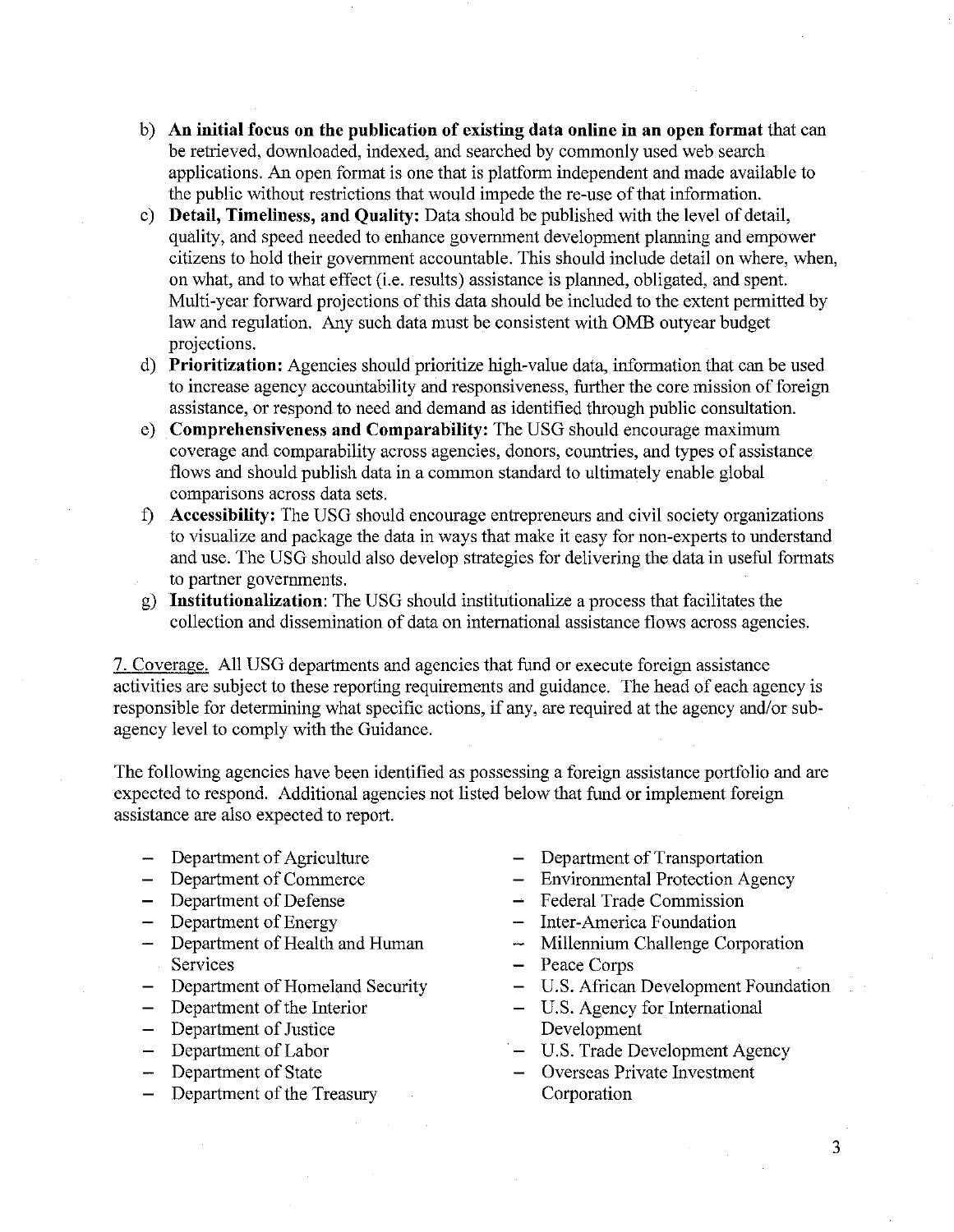b) **An initial focus on the publication of existing data online in an open format** that can be retrieved, downloaded, indexed, and searched by commonly used web search applications. An open format is one that is platform independent and made available to the public without restrictions that would impede the re-use of that information.

c) **Detail, Timeliness, and Quality:** Data should be published with the level of detail, quality, and speed needed to enhance government development planning and empower citizens to hold their government accountable. This should include detail on where, when, on what, and to what effect (i.e. results) assistance is planned, obligated, and spent. Multi-year forward projections of this data should be included to the extent permitted by law and regulation. Any such data must be consistent with OMB outyear budget projections.

d) **Prioritization:** Agencies should prioritize high-value data, information that can be used to increase agency accountability and responsiveness, further the core mission of foreign assistance, or respond to need and demand as identified through public consultation.

e) **Comprehensiveness and Comparability:** The USG should encourage maximum coverage and comparability across agencies, donors, countries, and types of assistance flows and should publish data in a common standard to ultimately enable global comparisons across data sets.

f) **Accessibility:** The USG should encourage entrepreneurs and civil society organizations to visualize and package the data in ways that make it easy for non-experts to understand and use. The USG should also develop strategies for delivering the data in useful formats to partner governments.

g) **Institutionalization**: The USG should institutionalize a process that facilitates the collection and dissemination of data on international assistance flows across agencies.

7. Coverage. All USG departments and agencies that fund or execute foreign assistance activities are subject to these reporting requirements and guidance. The head of each agency is responsible for determining what specific actions, if any, are required at the agency and/or sub-agency level to comply with the Guidance.

The following agencies have been identified as possessing a foreign assistance portfolio and are expected to respond. Additional agencies not listed below that fund or implement foreign assistance are also expected to report.

- Department of Agriculture
- Department of Commerce
- Department of Defense
- Department of Energy
- Department of Health and Human Services
- Department of Homeland Security
- Department of the Interior
- Department of Justice
- Department of Labor
- Department of State
- Department of the Treasury
- Department of Transportation
- Environmental Protection Agency
- Federal Trade Commission
- Inter-America Foundation
- Millennium Challenge Corporation
- Peace Corps
- U.S. African Development Foundation
- U.S. Agency for International Development
- U.S. Trade Development Agency
- Overseas Private Investment Corporation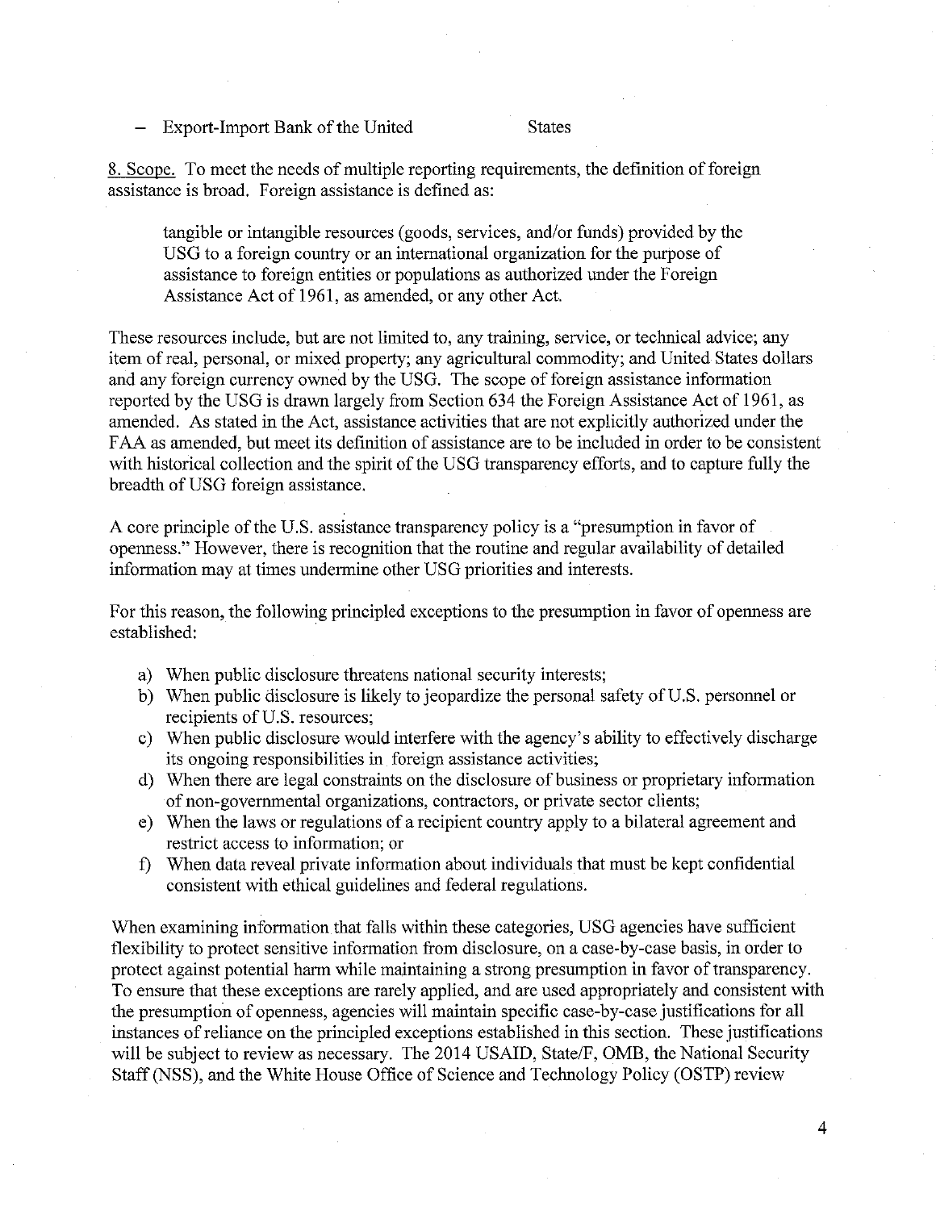- Export-Import Bank of the United States

8. Scope. To meet the needs of multiple reporting requirements, the definition of foreign assistance is broad. Foreign assistance is defined as:

> tangible or intangible resources (goods, services, and/or funds) provided by the USG to a foreign country or an international organization for the purpose of assistance to foreign entities or populations as authorized under the Foreign Assistance Act of 1961, as amended, or any other Act.

These resources include, but are not limited to, any training, service, or technical advice; any item of real, personal, or mixed property; any agricultural commodity; and United States dollars and any foreign currency owned by the USG. The scope of foreign assistance information reported by the USG is drawn largely from Section 634 the Foreign Assistance Act of 1961, as amended. As stated in the Act, assistance activities that are not explicitly authorized under the FAA as amended, but meet its definition of assistance are to be included in order to be consistent with historical collection and the spirit of the USG transparency efforts, and to capture fully the breadth of USG foreign assistance.

A core principle of the U.S. assistance transparency policy is a "presumption in favor of openness." However, there is recognition that the routine and regular availability of detailed information may at times undermine other USG priorities and interests.

For this reason, the following principled exceptions to the presumption in favor of openness are established:

a) When public disclosure threatens national security interests;
b) When public disclosure is likely to jeopardize the personal safety of U.S. personnel or recipients of U.S. resources;
c) When public disclosure would interfere with the agency's ability to effectively discharge its ongoing responsibilities in foreign assistance activities;
d) When there are legal constraints on the disclosure of business or proprietary information of non-governmental organizations, contractors, or private sector clients;
e) When the laws or regulations of a recipient country apply to a bilateral agreement and restrict access to information; or
f) When data reveal private information about individuals that must be kept confidential consistent with ethical guidelines and federal regulations.

When examining information that falls within these categories, USG agencies have sufficient flexibility to protect sensitive information from disclosure, on a case-by-case basis, in order to protect against potential harm while maintaining a strong presumption in favor of transparency. To ensure that these exceptions are rarely applied, and are used appropriately and consistent with the presumption of openness, agencies will maintain specific case-by-case justifications for all instances of reliance on the principled exceptions established in this section. These justifications will be subject to review as necessary. The 2014 USAID, State/F, OMB, the National Security Staff (NSS), and the White House Office of Science and Technology Policy (OSTP) review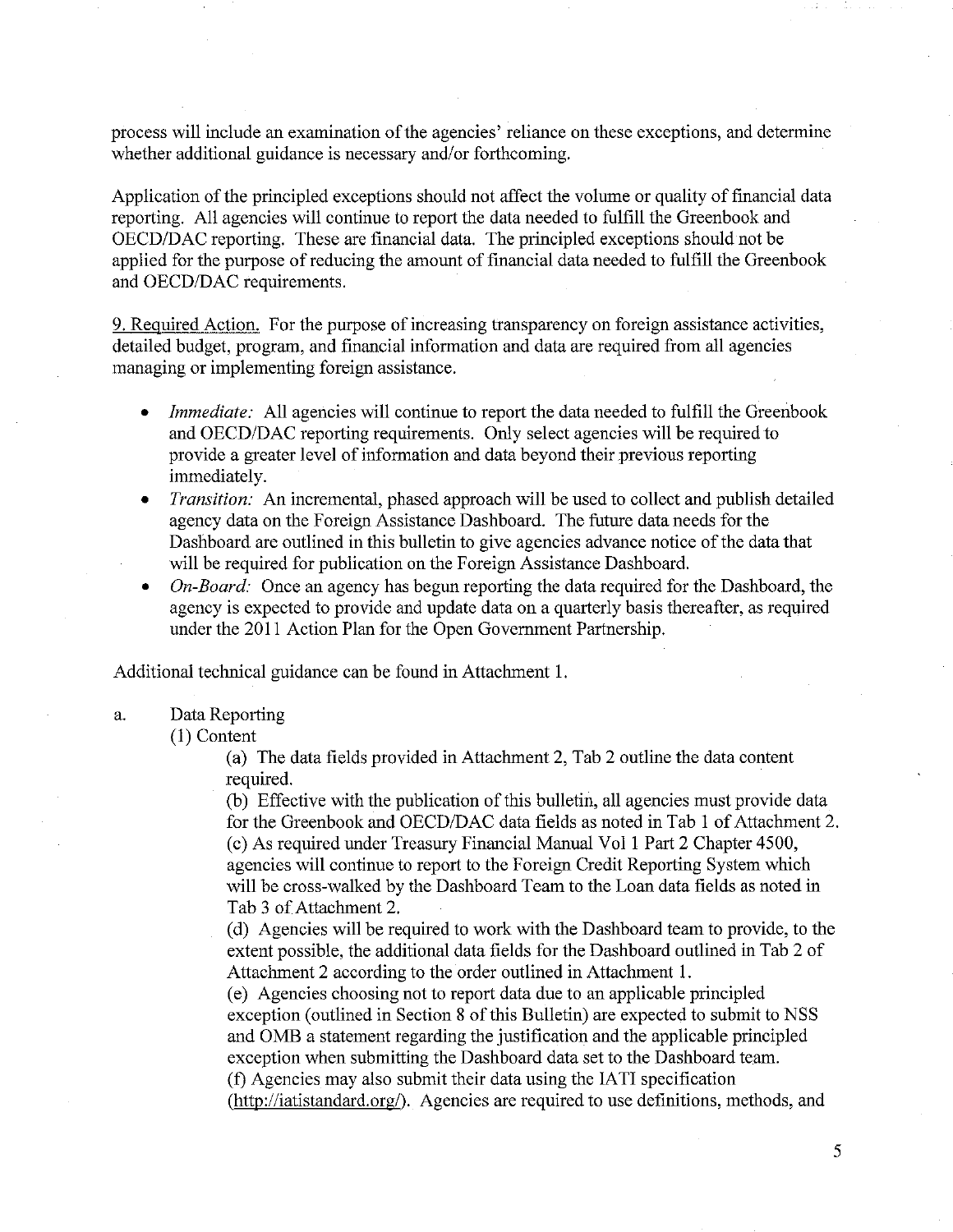process will include an examination of the agencies' reliance on these exceptions, and determine whether additional guidance is necessary and/or forthcoming.

Application of the principled exceptions should not affect the volume or quality of financial data reporting. All agencies will continue to report the data needed to fulfill the Greenbook and OECD/DAC reporting. These are financial data. The principled exceptions should not be applied for the purpose of reducing the amount of financial data needed to fulfill the Greenbook and OECD/DAC requirements.

9. Required Action. For the purpose of increasing transparency on foreign assistance activities, detailed budget, program, and financial information and data are required from all agencies managing or implementing foreign assistance.

- *Immediate:* All agencies will continue to report the data needed to fulfill the Greenbook and OECD/DAC reporting requirements. Only select agencies will be required to provide a greater level of information and data beyond their previous reporting immediately.
- *Transition:* An incremental, phased approach will be used to collect and publish detailed agency data on the Foreign Assistance Dashboard. The future data needs for the Dashboard are outlined in this bulletin to give agencies advance notice of the data that will be required for publication on the Foreign Assistance Dashboard.
- *On-Board:* Once an agency has begun reporting the data required for the Dashboard, the agency is expected to provide and update data on a quarterly basis thereafter, as required under the 2011 Action Plan for the Open Government Partnership.

Additional technical guidance can be found in Attachment 1.

a. Data Reporting

(1) Content

(a) The data fields provided in Attachment 2, Tab 2 outline the data content required.

(b) Effective with the publication of this bulletin, all agencies must provide data for the Greenbook and OECD/DAC data fields as noted in Tab 1 of Attachment 2.

(c) As required under Treasury Financial Manual Vol 1 Part 2 Chapter 4500, agencies will continue to report to the Foreign Credit Reporting System which will be cross-walked by the Dashboard Team to the Loan data fields as noted in Tab 3 of Attachment 2.

(d) Agencies will be required to work with the Dashboard team to provide, to the extent possible, the additional data fields for the Dashboard outlined in Tab 2 of Attachment 2 according to the order outlined in Attachment 1.

(e) Agencies choosing not to report data due to an applicable principled exception (outlined in Section 8 of this Bulletin) are expected to submit to NSS and OMB a statement regarding the justification and the applicable principled exception when submitting the Dashboard data set to the Dashboard team.

(f) Agencies may also submit their data using the IATI specification (http://iatistandard.org/). Agencies are required to use definitions, methods, and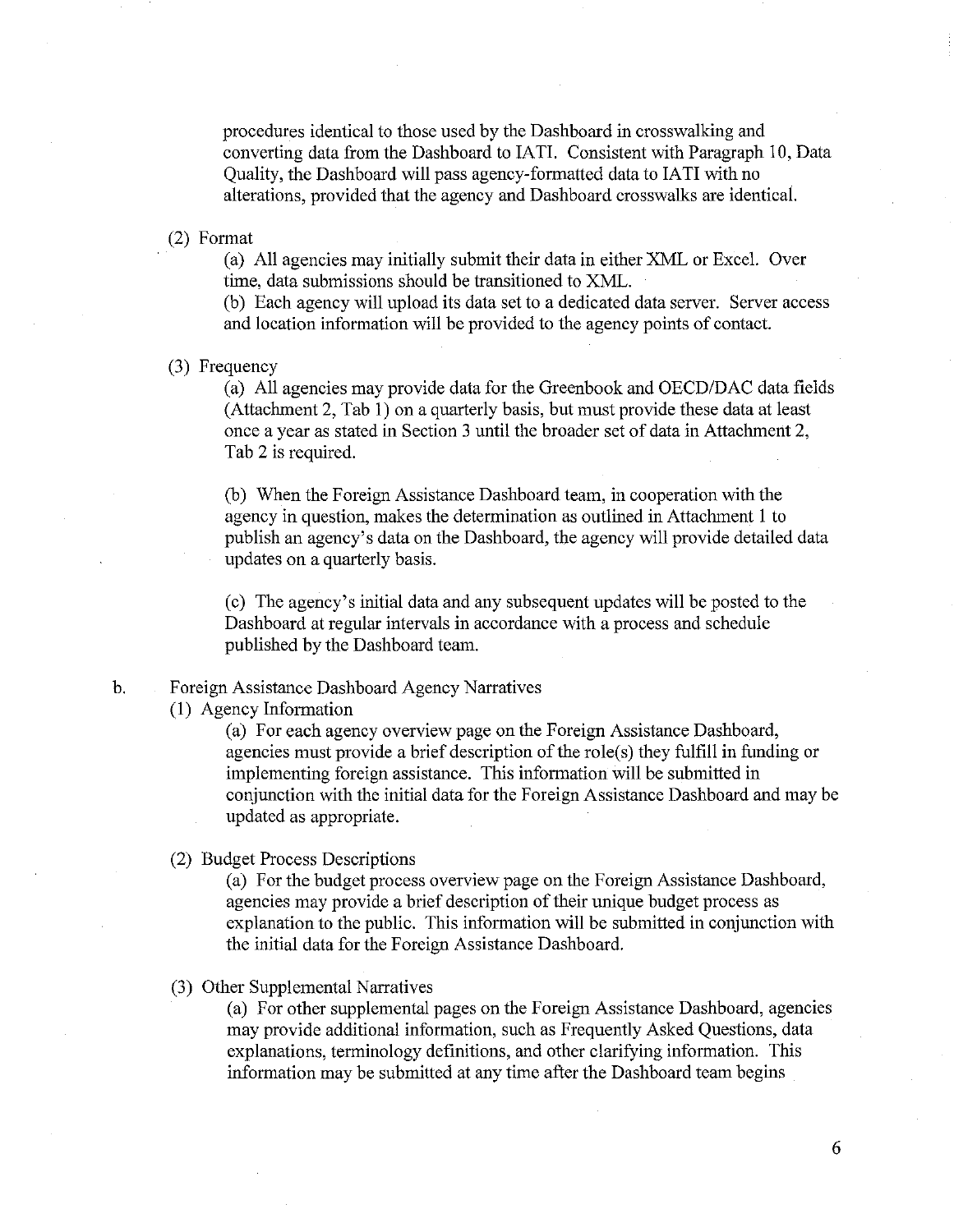procedures identical to those used by the Dashboard in crosswalking and converting data from the Dashboard to IATI. Consistent with Paragraph 10, Data Quality, the Dashboard will pass agency-formatted data to IATI with no alterations, provided that the agency and Dashboard crosswalks are identical.

(2) Format

(a) All agencies may initially submit their data in either XML or Excel. Over time, data submissions should be transitioned to XML.

(b) Each agency will upload its data set to a dedicated data server. Server access and location information will be provided to the agency points of contact.

(3) Frequency

(a) All agencies may provide data for the Greenbook and OECD/DAC data fields (Attachment 2, Tab 1) on a quarterly basis, but must provide these data at least once a year as stated in Section 3 until the broader set of data in Attachment 2, Tab 2 is required.

(b) When the Foreign Assistance Dashboard team, in cooperation with the agency in question, makes the determination as outlined in Attachment 1 to publish an agency's data on the Dashboard, the agency will provide detailed data updates on a quarterly basis.

(c) The agency's initial data and any subsequent updates will be posted to the Dashboard at regular intervals in accordance with a process and schedule published by the Dashboard team.

b. Foreign Assistance Dashboard Agency Narratives

(1) Agency Information

(a) For each agency overview page on the Foreign Assistance Dashboard, agencies must provide a brief description of the role(s) they fulfill in funding or implementing foreign assistance. This information will be submitted in conjunction with the initial data for the Foreign Assistance Dashboard and may be updated as appropriate.

(2) Budget Process Descriptions

(a) For the budget process overview page on the Foreign Assistance Dashboard, agencies may provide a brief description of their unique budget process as explanation to the public. This information will be submitted in conjunction with the initial data for the Foreign Assistance Dashboard.

(3) Other Supplemental Narratives

(a) For other supplemental pages on the Foreign Assistance Dashboard, agencies may provide additional information, such as Frequently Asked Questions, data explanations, terminology definitions, and other clarifying information. This information may be submitted at any time after the Dashboard team begins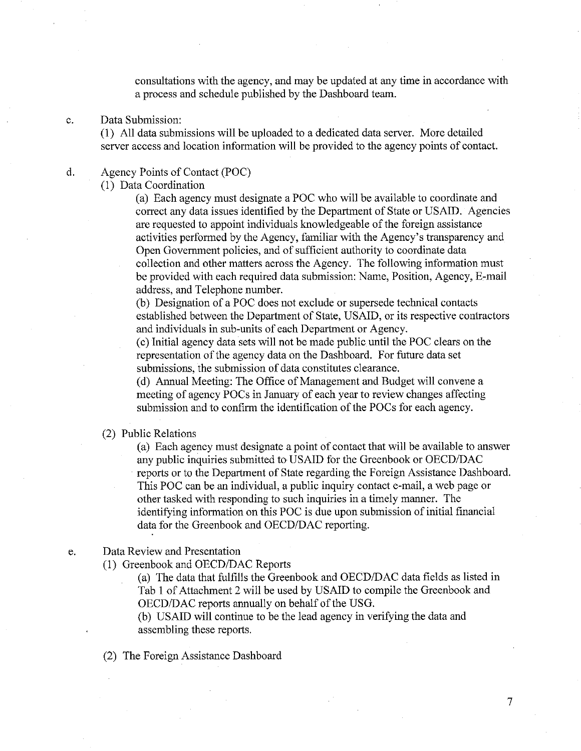consultations with the agency, and may be updated at any time in accordance with a process and schedule published by the Dashboard team.

c. Data Submission:

(1) All data submissions will be uploaded to a dedicated data server. More detailed server access and location information will be provided to the agency points of contact.

d. Agency Points of Contact (POC)

(1) Data Coordination

(a) Each agency must designate a POC who will be available to coordinate and correct any data issues identified by the Department of State or USAID. Agencies are requested to appoint individuals knowledgeable of the foreign assistance activities performed by the Agency, familiar with the Agency's transparency and Open Government policies, and of sufficient authority to coordinate data collection and other matters across the Agency. The following information must be provided with each required data submission: Name, Position, Agency, E-mail address, and Telephone number.

(b) Designation of a POC does not exclude or supersede technical contacts established between the Department of State, USAID, or its respective contractors and individuals in sub-units of each Department or Agency.

(c) Initial agency data sets will not be made public until the POC clears on the representation of the agency data on the Dashboard. For future data set submissions, the submission of data constitutes clearance.

(d) Annual Meeting: The Office of Management and Budget will convene a meeting of agency POCs in January of each year to review changes affecting submission and to confirm the identification of the POCs for each agency.

(2) Public Relations

(a) Each agency must designate a point of contact that will be available to answer any public inquiries submitted to USAID for the Greenbook or OECD/DAC reports or to the Department of State regarding the Foreign Assistance Dashboard. This POC can be an individual, a public inquiry contact e-mail, a web page or other tasked with responding to such inquiries in a timely manner. The identifying information on this POC is due upon submission of initial financial data for the Greenbook and OECD/DAC reporting.

e. Data Review and Presentation

(1) Greenbook and OECD/DAC Reports

(a) The data that fulfills the Greenbook and OECD/DAC data fields as listed in Tab 1 of Attachment 2 will be used by USAID to compile the Greenbook and OECD/DAC reports annually on behalf of the USG.

(b) USAID will continue to be the lead agency in verifying the data and assembling these reports.

(2) The Foreign Assistance Dashboard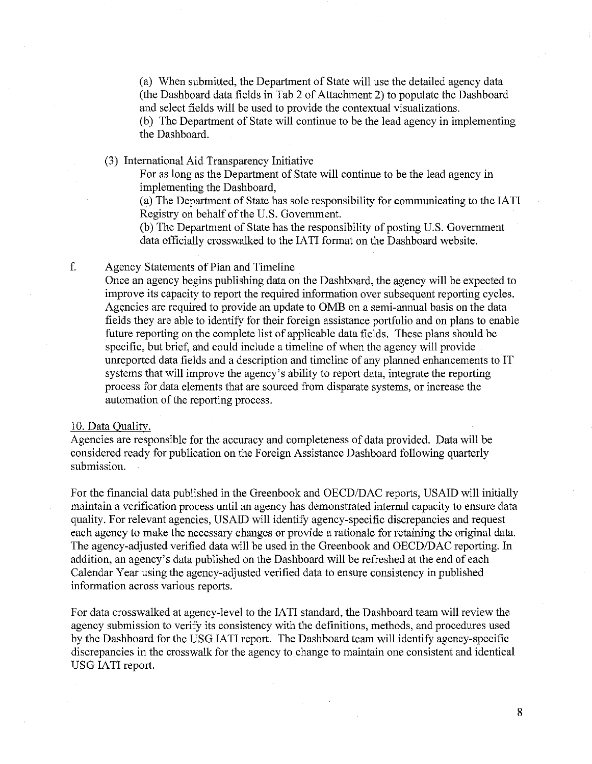(a) When submitted, the Department of State will use the detailed agency data (the Dashboard data fields in Tab 2 of Attachment 2) to populate the Dashboard and select fields will be used to provide the contextual visualizations.

(b) The Department of State will continue to be the lead agency in implementing the Dashboard.

(3) International Aid Transparency Initiative

For as long as the Department of State will continue to be the lead agency in implementing the Dashboard,

(a) The Department of State has sole responsibility for communicating to the IATI Registry on behalf of the U.S. Government.

(b) The Department of State has the responsibility of posting U.S. Government data officially crosswalked to the IATI format on the Dashboard website.

f. Agency Statements of Plan and Timeline

Once an agency begins publishing data on the Dashboard, the agency will be expected to improve its capacity to report the required information over subsequent reporting cycles. Agencies are required to provide an update to OMB on a semi-annual basis on the data fields they are able to identify for their foreign assistance portfolio and on plans to enable future reporting on the complete list of applicable data fields. These plans should be specific, but brief, and could include a timeline of when the agency will provide unreported data fields and a description and timeline of any planned enhancements to IT systems that will improve the agency's ability to report data, integrate the reporting process for data elements that are sourced from disparate systems, or increase the automation of the reporting process.

10. Data Quality.

Agencies are responsible for the accuracy and completeness of data provided. Data will be considered ready for publication on the Foreign Assistance Dashboard following quarterly submission.

For the financial data published in the Greenbook and OECD/DAC reports, USAID will initially maintain a verification process until an agency has demonstrated internal capacity to ensure data quality. For relevant agencies, USAID will identify agency-specific discrepancies and request each agency to make the necessary changes or provide a rationale for retaining the original data. The agency-adjusted verified data will be used in the Greenbook and OECD/DAC reporting. In addition, an agency's data published on the Dashboard will be refreshed at the end of each Calendar Year using the agency-adjusted verified data to ensure consistency in published information across various reports.

For data crosswalked at agency-level to the IATI standard, the Dashboard team will review the agency submission to verify its consistency with the definitions, methods, and procedures used by the Dashboard for the USG IATI report. The Dashboard team will identify agency-specific discrepancies in the crosswalk for the agency to change to maintain one consistent and identical USG IATI report.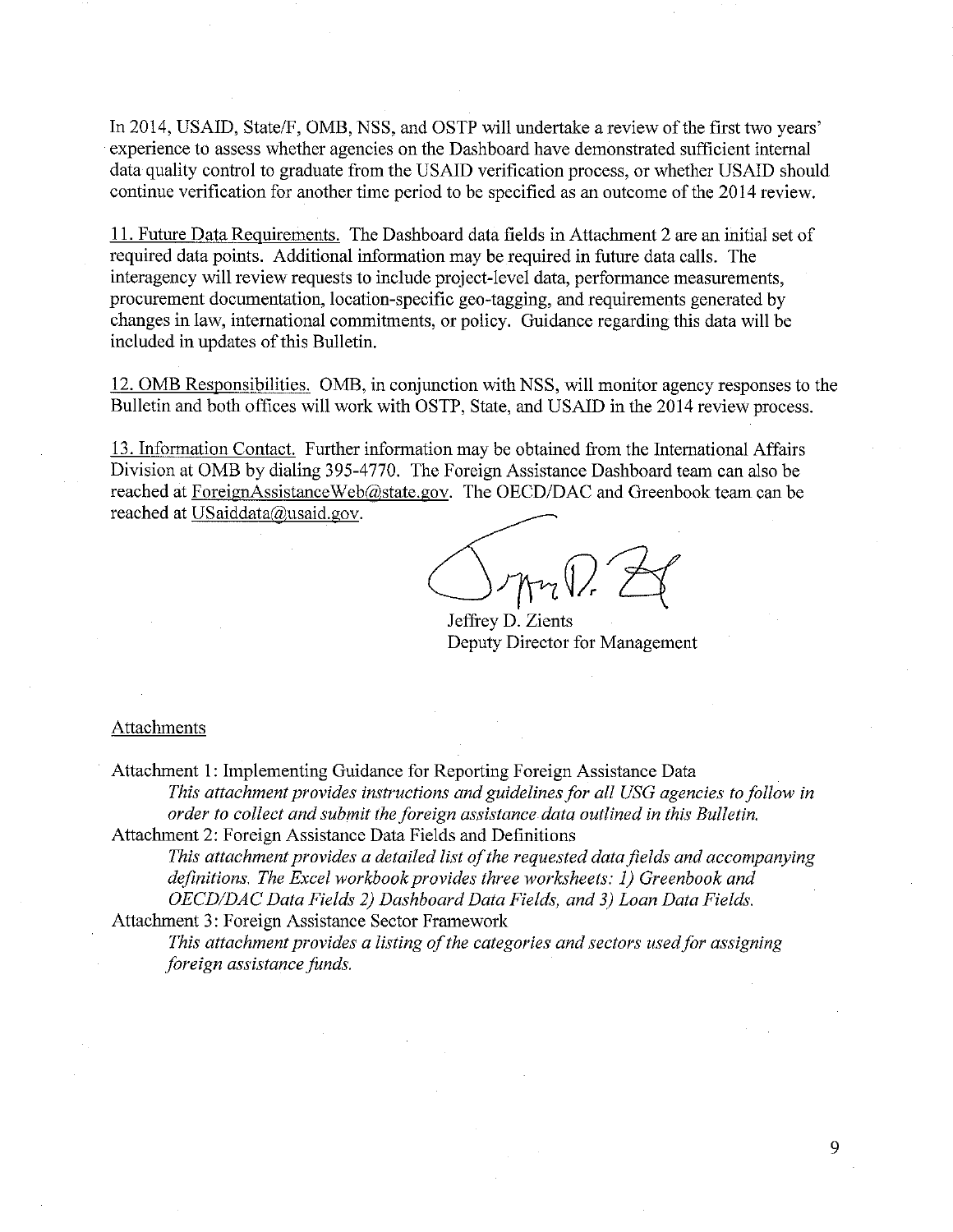In 2014, USAID, State/F, OMB, NSS, and OSTP will undertake a review of the first two years' experience to assess whether agencies on the Dashboard have demonstrated sufficient internal data quality control to graduate from the USAID verification process, or whether USAID should continue verification for another time period to be specified as an outcome of the 2014 review.

11. Future Data Requirements. The Dashboard data fields in Attachment 2 are an initial set of required data points. Additional information may be required in future data calls. The interagency will review requests to include project-level data, performance measurements, procurement documentation, location-specific geo-tagging, and requirements generated by changes in law, international commitments, or policy. Guidance regarding this data will be included in updates of this Bulletin.

12. OMB Responsibilities. OMB, in conjunction with NSS, will monitor agency responses to the Bulletin and both offices will work with OSTP, State, and USAID in the 2014 review process.

13. Information Contact. Further information may be obtained from the International Affairs Division at OMB by dialing 395-4770. The Foreign Assistance Dashboard team can also be reached at ForeignAssistanceWeb@state.gov. The OECD/DAC and Greenbook team can be reached at USaiddata@usaid.gov.

Jeffrey D. Zients
Deputy Director for Management

Attachments

Attachment 1: Implementing Guidance for Reporting Foreign Assistance Data
*This attachment provides instructions and guidelines for all USG agencies to follow in order to collect and submit the foreign assistance data outlined in this Bulletin.*

Attachment 2: Foreign Assistance Data Fields and Definitions
*This attachment provides a detailed list of the requested data fields and accompanying definitions. The Excel workbook provides three worksheets: 1) Greenbook and OECD/DAC Data Fields 2) Dashboard Data Fields, and 3) Loan Data Fields.*

Attachment 3: Foreign Assistance Sector Framework
*This attachment provides a listing of the categories and sectors used for assigning foreign assistance funds.*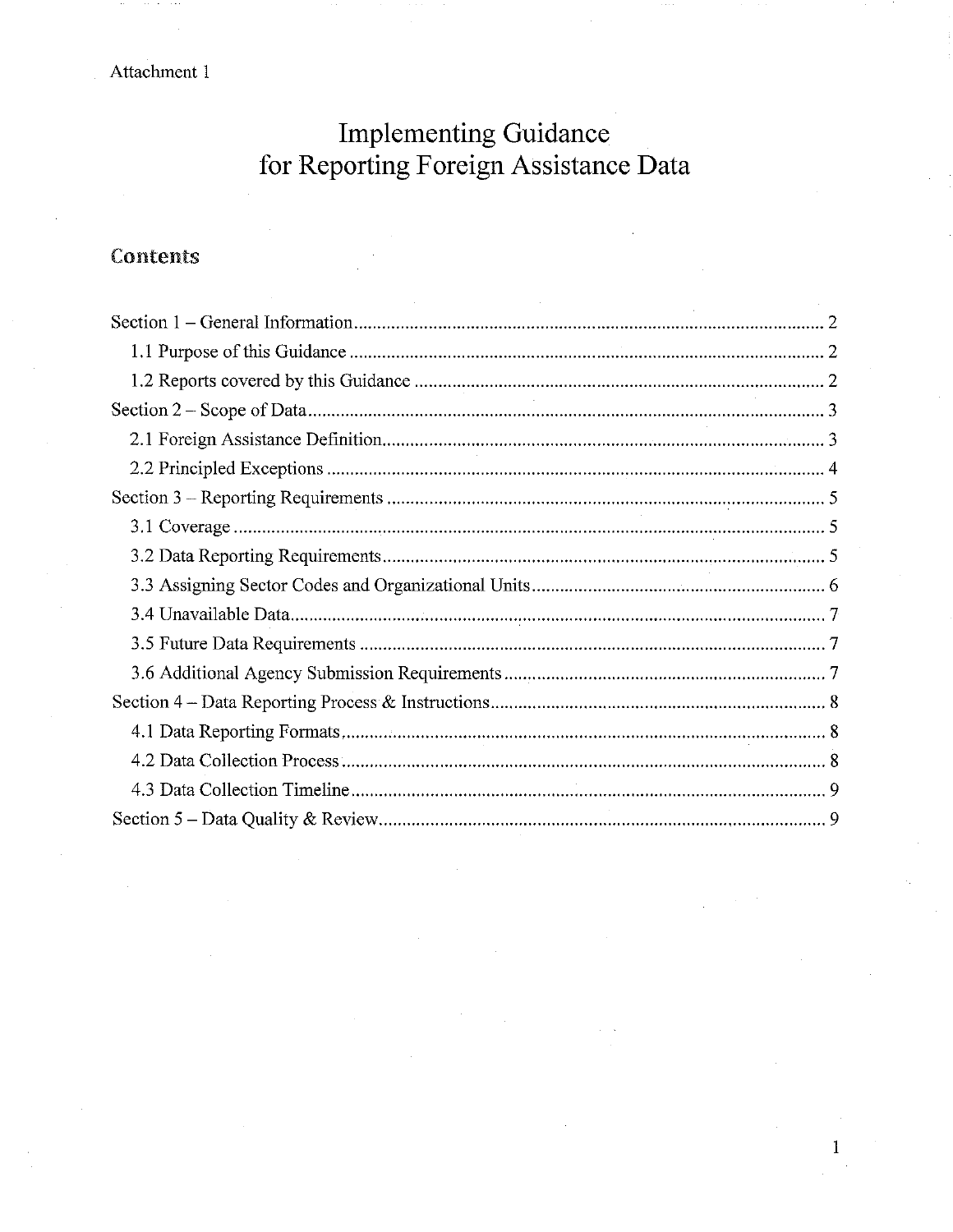Attachment 1

# Implementing Guidance for Reporting Foreign Assistance Data

## Contents

- Section 1 – General Information ........ 2
  - 1.1 Purpose of this Guidance ........ 2
  - 1.2 Reports covered by this Guidance ........ 2
- Section 2 – Scope of Data ........ 3
  - 2.1 Foreign Assistance Definition ........ 3
  - 2.2 Principled Exceptions ........ 4
- Section 3 – Reporting Requirements ........ 5
  - 3.1 Coverage ........ 5
  - 3.2 Data Reporting Requirements ........ 5
  - 3.3 Assigning Sector Codes and Organizational Units ........ 6
  - 3.4 Unavailable Data ........ 7
  - 3.5 Future Data Requirements ........ 7
  - 3.6 Additional Agency Submission Requirements ........ 7
- Section 4 – Data Reporting Process & Instructions ........ 8
  - 4.1 Data Reporting Formats ........ 8
  - 4.2 Data Collection Process ........ 8
  - 4.3 Data Collection Timeline ........ 9
- Section 5 – Data Quality & Review ........ 9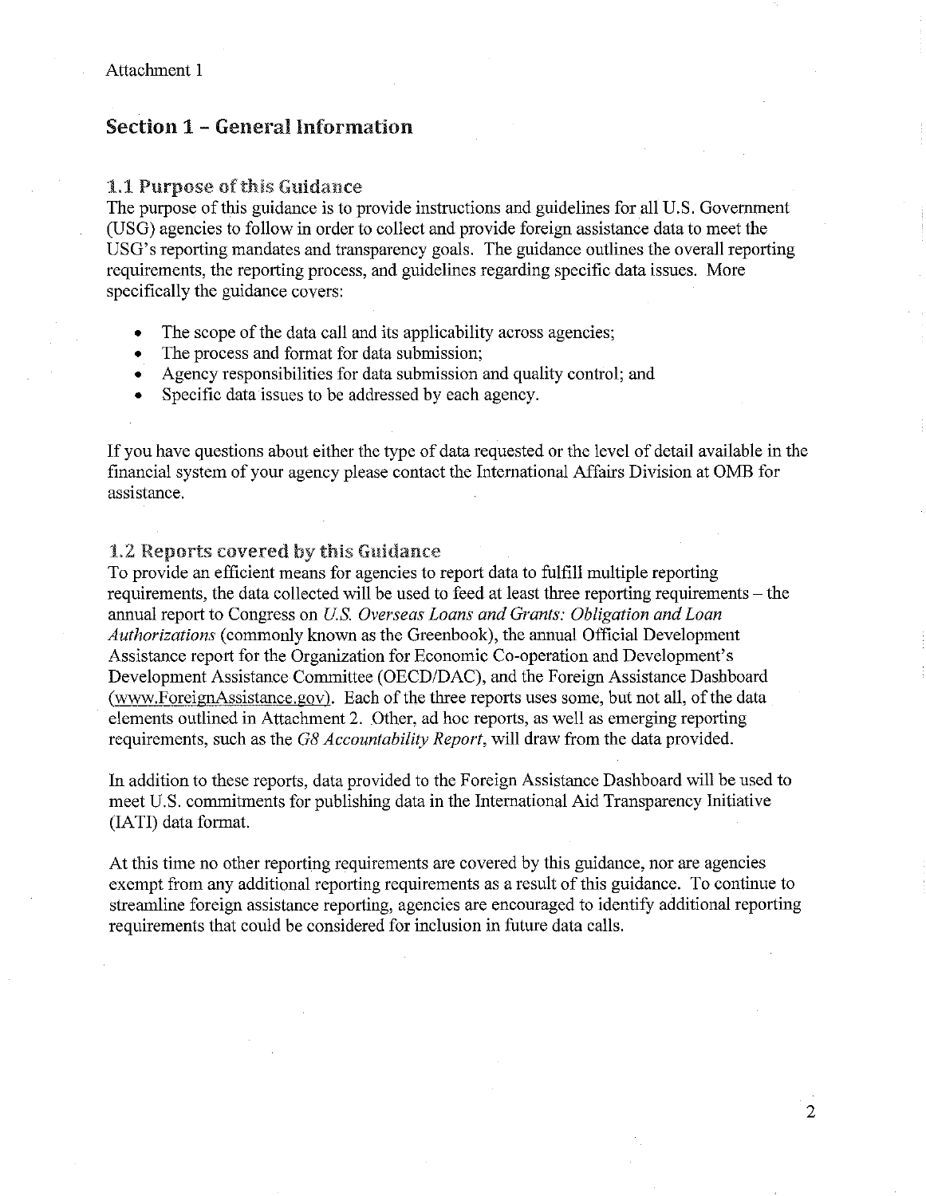Attachment 1

## Section 1 – General Information

### 1.1 Purpose of this Guidance

The purpose of this guidance is to provide instructions and guidelines for all U.S. Government (USG) agencies to follow in order to collect and provide foreign assistance data to meet the USG's reporting mandates and transparency goals. The guidance outlines the overall reporting requirements, the reporting process, and guidelines regarding specific data issues. More specifically the guidance covers:

- The scope of the data call and its applicability across agencies;
- The process and format for data submission;
- Agency responsibilities for data submission and quality control; and
- Specific data issues to be addressed by each agency.

If you have questions about either the type of data requested or the level of detail available in the financial system of your agency please contact the International Affairs Division at OMB for assistance.

### 1.2 Reports covered by this Guidance

To provide an efficient means for agencies to report data to fulfill multiple reporting requirements, the data collected will be used to feed at least three reporting requirements – the annual report to Congress on *U.S. Overseas Loans and Grants: Obligation and Loan Authorizations* (commonly known as the Greenbook), the annual Official Development Assistance report for the Organization for Economic Co-operation and Development's Development Assistance Committee (OECD/DAC), and the Foreign Assistance Dashboard (www.ForeignAssistance.gov). Each of the three reports uses some, but not all, of the data elements outlined in Attachment 2. Other, ad hoc reports, as well as emerging reporting requirements, such as the *G8 Accountability Report*, will draw from the data provided.

In addition to these reports, data provided to the Foreign Assistance Dashboard will be used to meet U.S. commitments for publishing data in the International Aid Transparency Initiative (IATI) data format.

At this time no other reporting requirements are covered by this guidance, nor are agencies exempt from any additional reporting requirements as a result of this guidance. To continue to streamline foreign assistance reporting, agencies are encouraged to identify additional reporting requirements that could be considered for inclusion in future data calls.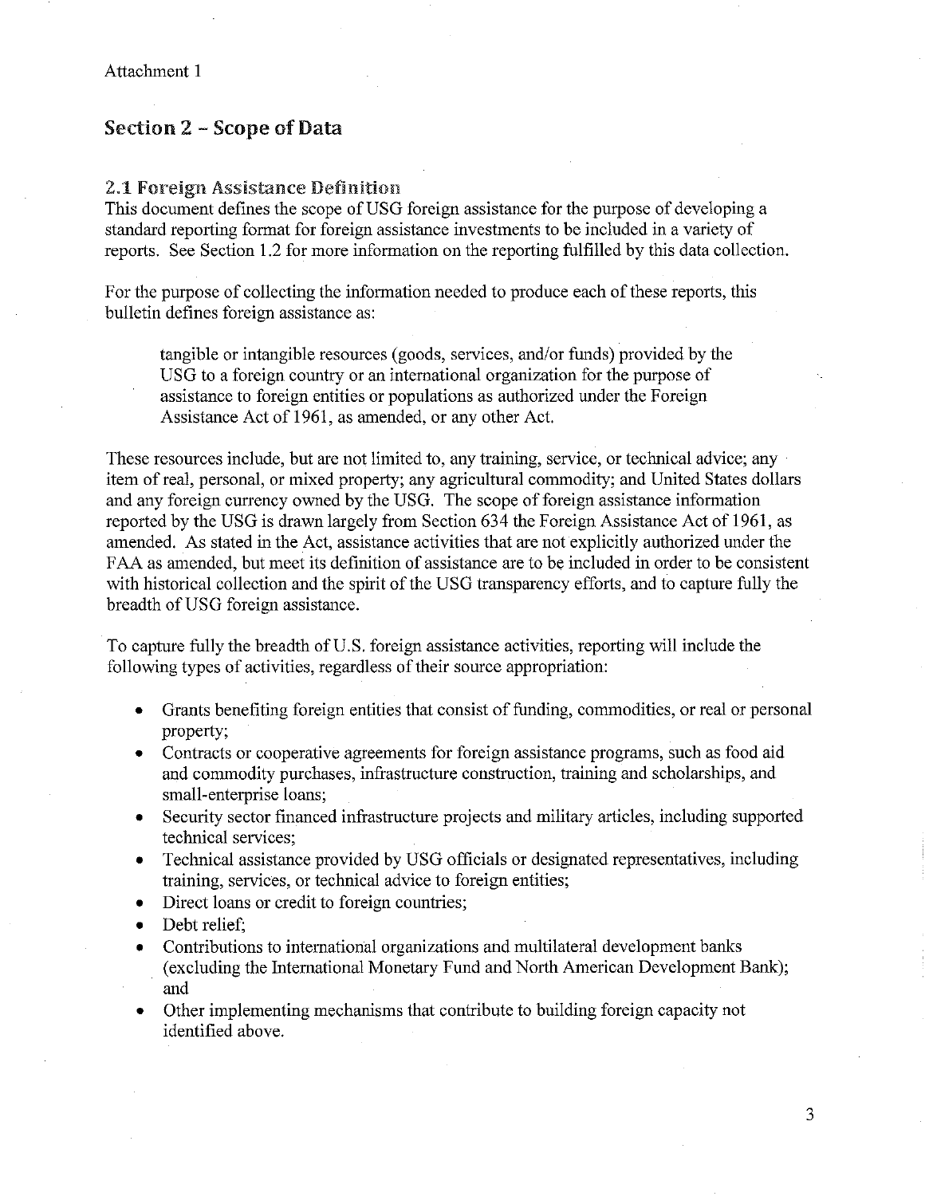Attachment 1

## Section 2 – Scope of Data

### 2.1 Foreign Assistance Definition

This document defines the scope of USG foreign assistance for the purpose of developing a standard reporting format for foreign assistance investments to be included in a variety of reports. See Section 1.2 for more information on the reporting fulfilled by this data collection.

For the purpose of collecting the information needed to produce each of these reports, this bulletin defines foreign assistance as:

> tangible or intangible resources (goods, services, and/or funds) provided by the USG to a foreign country or an international organization for the purpose of assistance to foreign entities or populations as authorized under the Foreign Assistance Act of 1961, as amended, or any other Act.

These resources include, but are not limited to, any training, service, or technical advice; any item of real, personal, or mixed property; any agricultural commodity; and United States dollars and any foreign currency owned by the USG. The scope of foreign assistance information reported by the USG is drawn largely from Section 634 the Foreign Assistance Act of 1961, as amended. As stated in the Act, assistance activities that are not explicitly authorized under the FAA as amended, but meet its definition of assistance are to be included in order to be consistent with historical collection and the spirit of the USG transparency efforts, and to capture fully the breadth of USG foreign assistance.

To capture fully the breadth of U.S. foreign assistance activities, reporting will include the following types of activities, regardless of their source appropriation:

- Grants benefiting foreign entities that consist of funding, commodities, or real or personal property;
- Contracts or cooperative agreements for foreign assistance programs, such as food aid and commodity purchases, infrastructure construction, training and scholarships, and small-enterprise loans;
- Security sector financed infrastructure projects and military articles, including supported technical services;
- Technical assistance provided by USG officials or designated representatives, including training, services, or technical advice to foreign entities;
- Direct loans or credit to foreign countries;
- Debt relief;
- Contributions to international organizations and multilateral development banks (excluding the International Monetary Fund and North American Development Bank); and
- Other implementing mechanisms that contribute to building foreign capacity not identified above.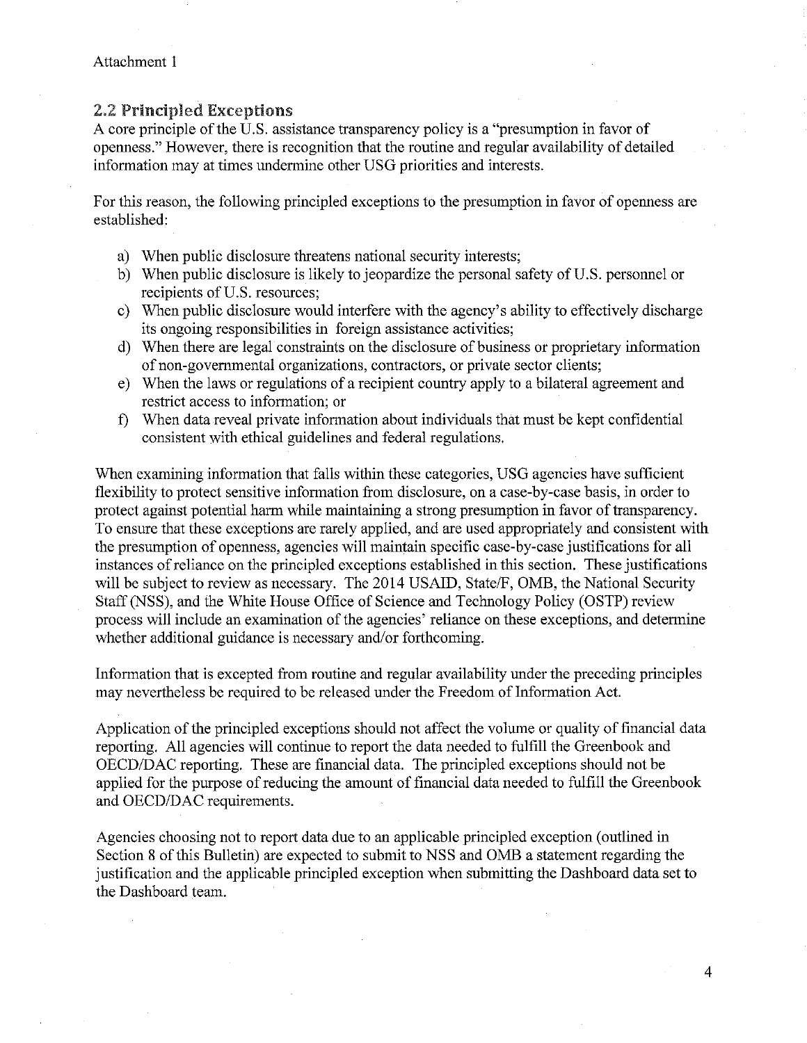Attachment 1

## 2.2 Principled Exceptions

A core principle of the U.S. assistance transparency policy is a "presumption in favor of openness." However, there is recognition that the routine and regular availability of detailed information may at times undermine other USG priorities and interests.

For this reason, the following principled exceptions to the presumption in favor of openness are established:

a) When public disclosure threatens national security interests;
b) When public disclosure is likely to jeopardize the personal safety of U.S. personnel or recipients of U.S. resources;
c) When public disclosure would interfere with the agency's ability to effectively discharge its ongoing responsibilities in foreign assistance activities;
d) When there are legal constraints on the disclosure of business or proprietary information of non-governmental organizations, contractors, or private sector clients;
e) When the laws or regulations of a recipient country apply to a bilateral agreement and restrict access to information; or
f) When data reveal private information about individuals that must be kept confidential consistent with ethical guidelines and federal regulations.

When examining information that falls within these categories, USG agencies have sufficient flexibility to protect sensitive information from disclosure, on a case-by-case basis, in order to protect against potential harm while maintaining a strong presumption in favor of transparency. To ensure that these exceptions are rarely applied, and are used appropriately and consistent with the presumption of openness, agencies will maintain specific case-by-case justifications for all instances of reliance on the principled exceptions established in this section. These justifications will be subject to review as necessary. The 2014 USAID, State/F, OMB, the National Security Staff (NSS), and the White House Office of Science and Technology Policy (OSTP) review process will include an examination of the agencies' reliance on these exceptions, and determine whether additional guidance is necessary and/or forthcoming.

Information that is excepted from routine and regular availability under the preceding principles may nevertheless be required to be released under the Freedom of Information Act.

Application of the principled exceptions should not affect the volume or quality of financial data reporting. All agencies will continue to report the data needed to fulfill the Greenbook and OECD/DAC reporting. These are financial data. The principled exceptions should not be applied for the purpose of reducing the amount of financial data needed to fulfill the Greenbook and OECD/DAC requirements.

Agencies choosing not to report data due to an applicable principled exception (outlined in Section 8 of this Bulletin) are expected to submit to NSS and OMB a statement regarding the justification and the applicable principled exception when submitting the Dashboard data set to the Dashboard team.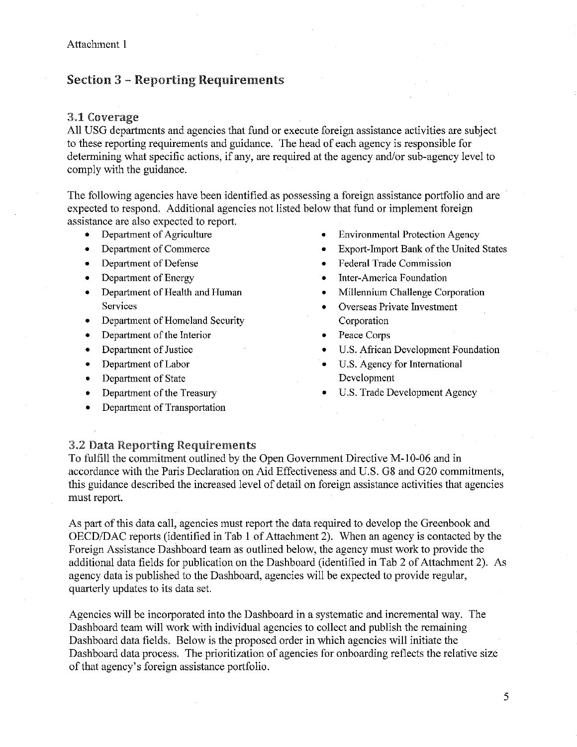Attachment 1

## Section 3 – Reporting Requirements

### 3.1 Coverage

All USG departments and agencies that fund or execute foreign assistance activities are subject to these reporting requirements and guidance. The head of each agency is responsible for determining what specific actions, if any, are required at the agency and/or sub-agency level to comply with the guidance.

The following agencies have been identified as possessing a foreign assistance portfolio and are expected to respond. Additional agencies not listed below that fund or implement foreign assistance are also expected to report.

- Department of Agriculture
- Department of Commerce
- Department of Defense
- Department of Energy
- Department of Health and Human Services
- Department of Homeland Security
- Department of the Interior
- Department of Justice
- Department of Labor
- Department of State
- Department of the Treasury
- Department of Transportation
- Environmental Protection Agency
- Export-Import Bank of the United States
- Federal Trade Commission
- Inter-America Foundation
- Millennium Challenge Corporation
- Overseas Private Investment Corporation
- Peace Corps
- U.S. African Development Foundation
- U.S. Agency for International Development
- U.S. Trade Development Agency

### 3.2 Data Reporting Requirements

To fulfill the commitment outlined by the Open Government Directive M-10-06 and in accordance with the Paris Declaration on Aid Effectiveness and U.S. G8 and G20 commitments, this guidance described the increased level of detail on foreign assistance activities that agencies must report.

As part of this data call, agencies must report the data required to develop the Greenbook and OECD/DAC reports (identified in Tab 1 of Attachment 2). When an agency is contacted by the Foreign Assistance Dashboard team as outlined below, the agency must work to provide the additional data fields for publication on the Dashboard (identified in Tab 2 of Attachment 2). As agency data is published to the Dashboard, agencies will be expected to provide regular, quarterly updates to its data set.

Agencies will be incorporated into the Dashboard in a systematic and incremental way. The Dashboard team will work with individual agencies to collect and publish the remaining Dashboard data fields. Below is the proposed order in which agencies will initiate the Dashboard data process. The prioritization of agencies for onboarding reflects the relative size of that agency's foreign assistance portfolio.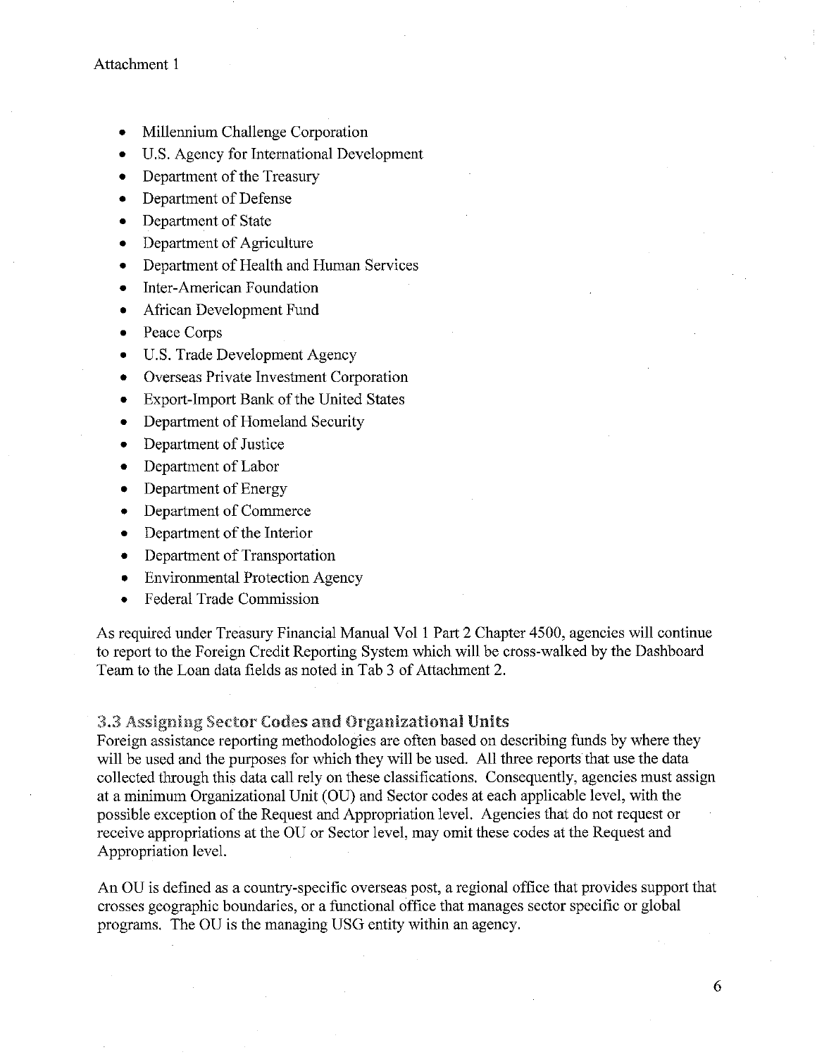Attachment 1

- Millennium Challenge Corporation
- U.S. Agency for International Development
- Department of the Treasury
- Department of Defense
- Department of State
- Department of Agriculture
- Department of Health and Human Services
- Inter-American Foundation
- African Development Fund
- Peace Corps
- U.S. Trade Development Agency
- Overseas Private Investment Corporation
- Export-Import Bank of the United States
- Department of Homeland Security
- Department of Justice
- Department of Labor
- Department of Energy
- Department of Commerce
- Department of the Interior
- Department of Transportation
- Environmental Protection Agency
- Federal Trade Commission

As required under Treasury Financial Manual Vol 1 Part 2 Chapter 4500, agencies will continue to report to the Foreign Credit Reporting System which will be cross-walked by the Dashboard Team to the Loan data fields as noted in Tab 3 of Attachment 2.

### 3.3 Assigning Sector Codes and Organizational Units

Foreign assistance reporting methodologies are often based on describing funds by where they will be used and the purposes for which they will be used. All three reports that use the data collected through this data call rely on these classifications. Consequently, agencies must assign at a minimum Organizational Unit (OU) and Sector codes at each applicable level, with the possible exception of the Request and Appropriation level. Agencies that do not request or receive appropriations at the OU or Sector level, may omit these codes at the Request and Appropriation level.

An OU is defined as a country-specific overseas post, a regional office that provides support that crosses geographic boundaries, or a functional office that manages sector specific or global programs. The OU is the managing USG entity within an agency.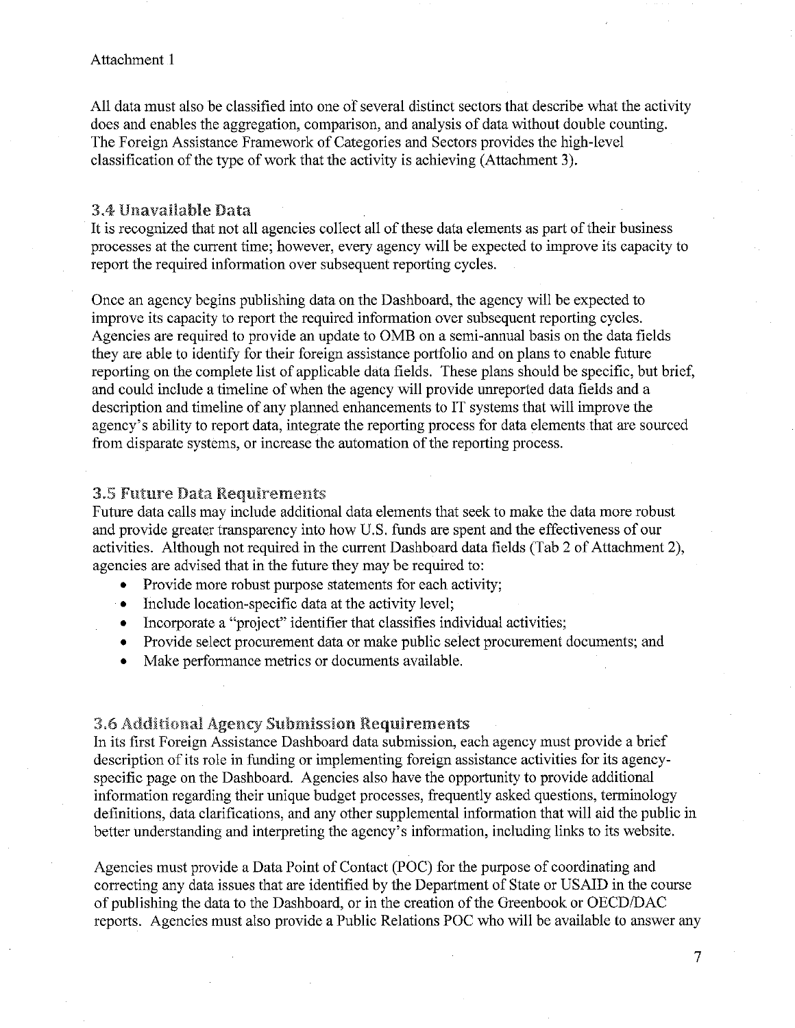Attachment 1

All data must also be classified into one of several distinct sectors that describe what the activity does and enables the aggregation, comparison, and analysis of data without double counting. The Foreign Assistance Framework of Categories and Sectors provides the high-level classification of the type of work that the activity is achieving (Attachment 3).

### 3.4 Unavailable Data

It is recognized that not all agencies collect all of these data elements as part of their business processes at the current time; however, every agency will be expected to improve its capacity to report the required information over subsequent reporting cycles.

Once an agency begins publishing data on the Dashboard, the agency will be expected to improve its capacity to report the required information over subsequent reporting cycles. Agencies are required to provide an update to OMB on a semi-annual basis on the data fields they are able to identify for their foreign assistance portfolio and on plans to enable future reporting on the complete list of applicable data fields. These plans should be specific, but brief, and could include a timeline of when the agency will provide unreported data fields and a description and timeline of any planned enhancements to IT systems that will improve the agency's ability to report data, integrate the reporting process for data elements that are sourced from disparate systems, or increase the automation of the reporting process.

### 3.5 Future Data Requirements

Future data calls may include additional data elements that seek to make the data more robust and provide greater transparency into how U.S. funds are spent and the effectiveness of our activities. Although not required in the current Dashboard data fields (Tab 2 of Attachment 2), agencies are advised that in the future they may be required to:

- Provide more robust purpose statements for each activity;
- Include location-specific data at the activity level;
- Incorporate a "project" identifier that classifies individual activities;
- Provide select procurement data or make public select procurement documents; and
- Make performance metrics or documents available.

### 3.6 Additional Agency Submission Requirements

In its first Foreign Assistance Dashboard data submission, each agency must provide a brief description of its role in funding or implementing foreign assistance activities for its agency-specific page on the Dashboard. Agencies also have the opportunity to provide additional information regarding their unique budget processes, frequently asked questions, terminology definitions, data clarifications, and any other supplemental information that will aid the public in better understanding and interpreting the agency's information, including links to its website.

Agencies must provide a Data Point of Contact (POC) for the purpose of coordinating and correcting any data issues that are identified by the Department of State or USAID in the course of publishing the data to the Dashboard, or in the creation of the Greenbook or OECD/DAC reports. Agencies must also provide a Public Relations POC who will be available to answer any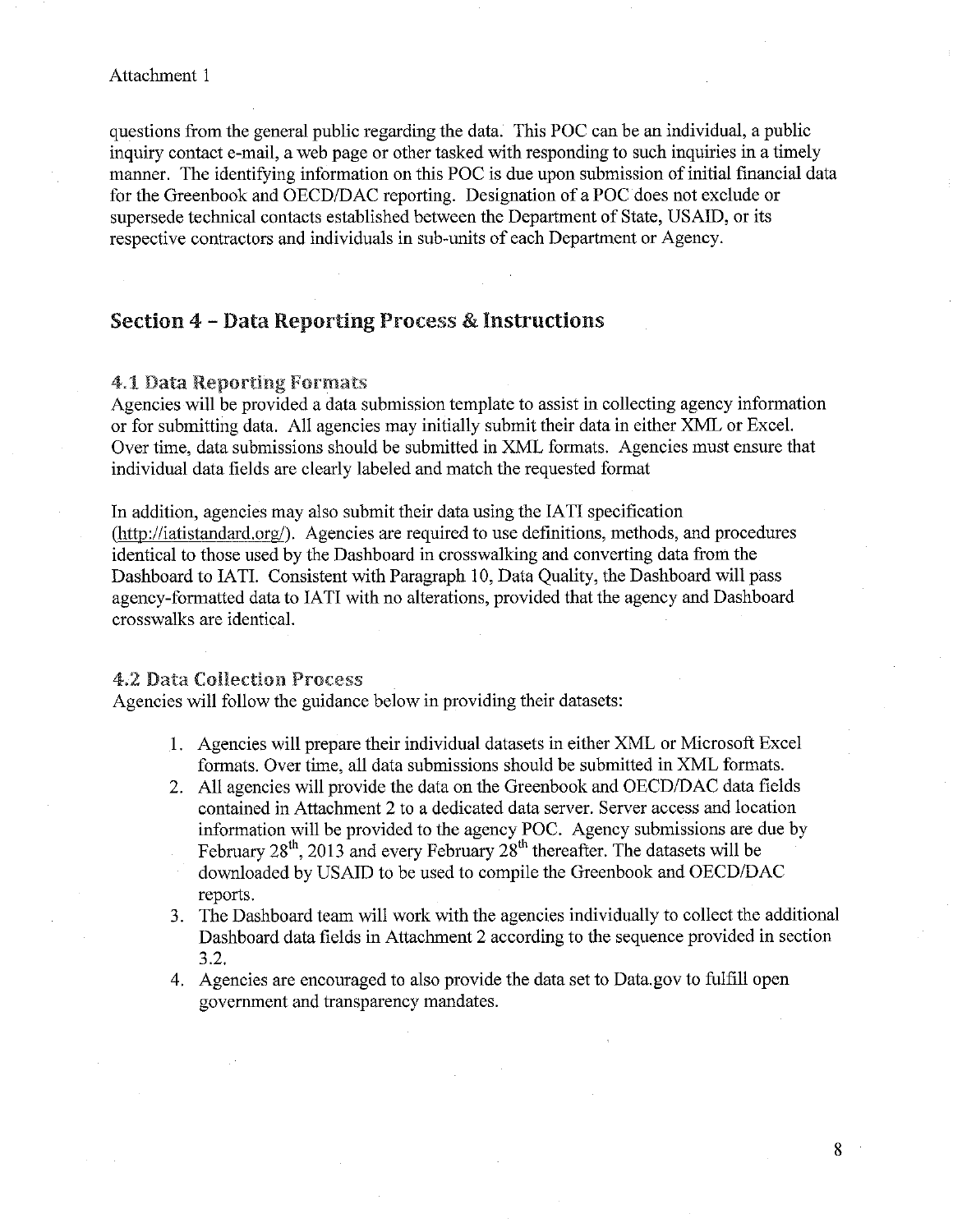questions from the general public regarding the data. This POC can be an individual, a public inquiry contact e-mail, a web page or other tasked with responding to such inquiries in a timely manner. The identifying information on this POC is due upon submission of initial financial data for the Greenbook and OECD/DAC reporting. Designation of a POC does not exclude or supersede technical contacts established between the Department of State, USAID, or its respective contractors and individuals in sub-units of each Department or Agency.

## Section 4 – Data Reporting Process & Instructions

### 4.1 Data Reporting Formats

Agencies will be provided a data submission template to assist in collecting agency information or for submitting data. All agencies may initially submit their data in either XML or Excel. Over time, data submissions should be submitted in XML formats. Agencies must ensure that individual data fields are clearly labeled and match the requested format

In addition, agencies may also submit their data using the IATI specification (http://iatistandard.org/). Agencies are required to use definitions, methods, and procedures identical to those used by the Dashboard in crosswalking and converting data from the Dashboard to IATI. Consistent with Paragraph 10, Data Quality, the Dashboard will pass agency-formatted data to IATI with no alterations, provided that the agency and Dashboard crosswalks are identical.

### 4.2 Data Collection Process

Agencies will follow the guidance below in providing their datasets:

1. Agencies will prepare their individual datasets in either XML or Microsoft Excel formats. Over time, all data submissions should be submitted in XML formats.
2. All agencies will provide the data on the Greenbook and OECD/DAC data fields contained in Attachment 2 to a dedicated data server. Server access and location information will be provided to the agency POC. Agency submissions are due by February 28th, 2013 and every February 28th thereafter. The datasets will be downloaded by USAID to be used to compile the Greenbook and OECD/DAC reports.
3. The Dashboard team will work with the agencies individually to collect the additional Dashboard data fields in Attachment 2 according to the sequence provided in section 3.2.
4. Agencies are encouraged to also provide the data set to Data.gov to fulfill open government and transparency mandates.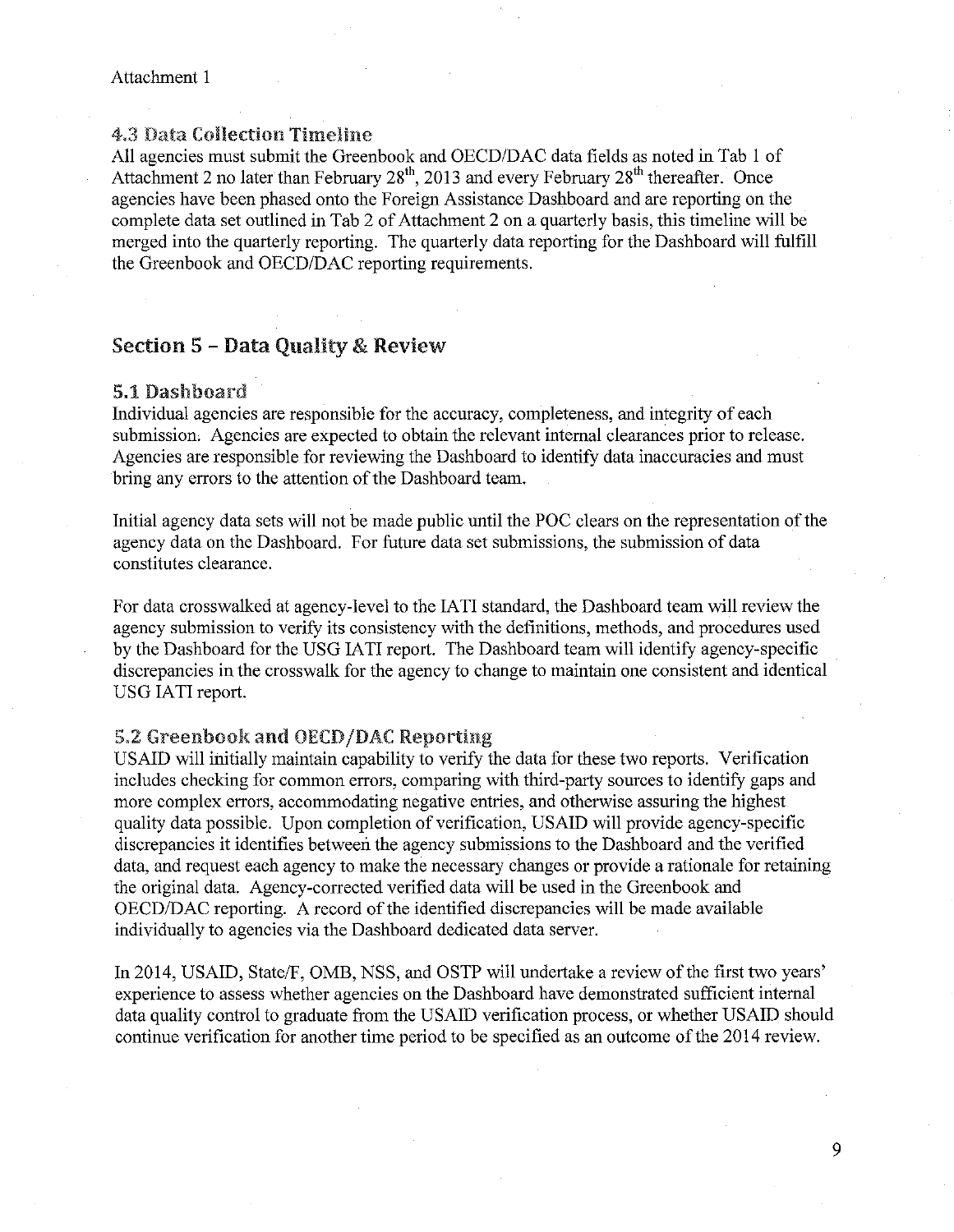Attachment 1

### 4.3 Data Collection Timeline

All agencies must submit the Greenbook and OECD/DAC data fields as noted in Tab 1 of Attachment 2 no later than February 28th, 2013 and every February 28th thereafter. Once agencies have been phased onto the Foreign Assistance Dashboard and are reporting on the complete data set outlined in Tab 2 of Attachment 2 on a quarterly basis, this timeline will be merged into the quarterly reporting. The quarterly data reporting for the Dashboard will fulfill the Greenbook and OECD/DAC reporting requirements.

## Section 5 – Data Quality & Review

### 5.1 Dashboard

Individual agencies are responsible for the accuracy, completeness, and integrity of each submission. Agencies are expected to obtain the relevant internal clearances prior to release. Agencies are responsible for reviewing the Dashboard to identify data inaccuracies and must bring any errors to the attention of the Dashboard team.

Initial agency data sets will not be made public until the POC clears on the representation of the agency data on the Dashboard. For future data set submissions, the submission of data constitutes clearance.

For data crosswalked at agency-level to the IATI standard, the Dashboard team will review the agency submission to verify its consistency with the definitions, methods, and procedures used by the Dashboard for the USG IATI report. The Dashboard team will identify agency-specific discrepancies in the crosswalk for the agency to change to maintain one consistent and identical USG IATI report.

### 5.2 Greenbook and OECD/DAC Reporting

USAID will initially maintain capability to verify the data for these two reports. Verification includes checking for common errors, comparing with third-party sources to identify gaps and more complex errors, accommodating negative entries, and otherwise assuring the highest quality data possible. Upon completion of verification, USAID will provide agency-specific discrepancies it identifies between the agency submissions to the Dashboard and the verified data, and request each agency to make the necessary changes or provide a rationale for retaining the original data. Agency-corrected verified data will be used in the Greenbook and OECD/DAC reporting. A record of the identified discrepancies will be made available individually to agencies via the Dashboard dedicated data server.

In 2014, USAID, State/F, OMB, NSS, and OSTP will undertake a review of the first two years' experience to assess whether agencies on the Dashboard have demonstrated sufficient internal data quality control to graduate from the USAID verification process, or whether USAID should continue verification for another time period to be specified as an outcome of the 2014 review.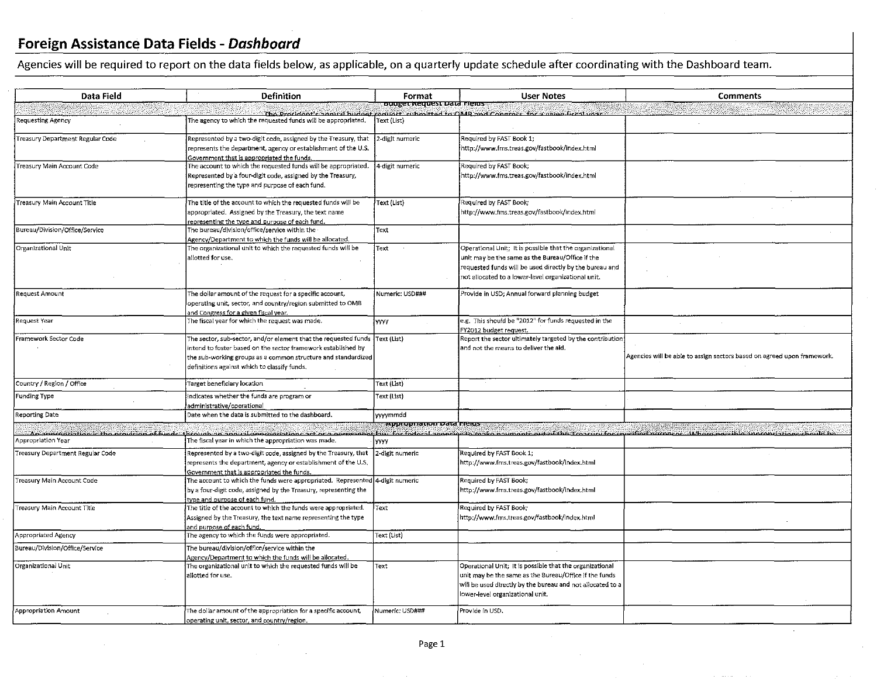# Foreign Assistance Data Fields - *Dashboard*

Agencies will be required to report on the data fields below, as applicable, on a quarterly update schedule after coordinating with the Dashboard team.

| Data Field | Definition | Format | User Notes | Comments |
|---|---|---|---|---|
| **Budget Request Data Fields** | | | | |
| The President's annual budget request, submitted to OMB and Congress, for a given fiscal year | | | | |
| Requesting Agency | The agency to which the requested funds will be appropriated. | Text (List) | | |
| Treasury Department Regular Code | Represented by a two-digit code, assigned by the Treasury, that represents the department, agency or establishment of the U.S. Government that is appropriated the funds. | 2-digit numeric | Required by FAST Book 1; http://www.fms.treas.gov/fastbook/index.html | |
| Treasury Main Account Code | The account to which the requested funds will be appropriated. Represented by a four-digit code, assigned by the Treasury, representing the type and purpose of each fund. | 4-digit numeric | Required by FAST Book; http://www.fms.treas.gov/fastbook/index.html | |
| Treasury Main Account Title | The title of the account to which the requested funds will be appropriated. Assigned by the Treasury, the text name representing the type and purpose of each fund. | Text (List) | Required by FAST Book; http://www.fms.treas.gov/fastbook/index.html | |
| Bureau/Division/Office/Service | The bureau/division/office/service within the Agency/Department to which the funds will be allocated. | Text | | |
| Organizational Unit | The organizational unit to which the requested funds will be allotted for use. | Text | Operational Unit; It is possible that the organizational unit may be the same as the Bureau/Office if the requested funds will be used directly by the bureau and not allocated to a lower-level organizational unit. | |
| Request Amount | The dollar amount of the request for a specific account, operating unit, sector, and country/region submitted to OMB and Congress for a given fiscal year. | Numeric: USD### | Provide in USD; Annual forward planning budget | |
| Request Year | The fiscal year for which the request was made. | yyyy | e.g. This should be "2012" for funds requested in the FY2012 budget request. | |
| Framework Sector Code | The sector, sub-sector, and/or element that the requested funds intend to foster based on the sector framework established by the sub-working groups as a common structure and standardized definitions against which to classify funds. | Text (List) | Report the sector ultimately targeted by the contribution and not the means to deliver the aid. | Agencies will be able to assign sectors based on agreed upon framework. |
| Country / Region / Office | Target beneficiary location | Text (List) | | |
| Funding Type | Indicates whether the funds are program or administrative/operational | Text (List) | | |
| Reporting Date | Date when the data is submitted to the dashboard. | yyyymmdd | | |
| **Appropriation Data Fields** | | | | |
| An appropriation is the provision of funds, through an annual appropriations act or a permanent law, for federal agencies to make payments out of the Treasury for specified purposes. Where possible appropriations should be | | | | |
| Appropriation Year | The fiscal year in which the appropriation was made. | yyyy | | |
| Treasury Department Regular Code | Represented by a two-digit code, assigned by the Treasury, that represents the department, agency or establishment of the U.S. Government that is appropriated the funds. | 2-digit numeric | Required by FAST Book 1; http://www.fms.treas.gov/fastbook/index.html | |
| Treasury Main Account Code | The account to which the funds were appropriated. Represented by a four-digit code, assigned by the Treasury, representing the type and purpose of each fund. | 4-digit numeric | Required by FAST Book; http://www.fms.treas.gov/fastbook/index.html | |
| Treasury Main Account Title | The title of the account to which the funds were appropriated. Assigned by the Treasury, the text name representing the type and purpose of each fund. | Text | Required by FAST Book; http://www.fms.treas.gov/fastbook/index.html | |
| Appropriated Agency | The agency to which the funds were appropriated. | Text (List) | | |
| Bureau/Division/Office/Service | The bureau/division/office/service within the Agency/Department to which the funds will be allocated. | | | |
| Organizational Unit | The organizational unit to which the requested funds will be allotted for use. | Text | Operational Unit; It is possible that the organizational unit may be the same as the Bureau/Office if the funds will be used directly by the bureau and not allocated to a lower-level organizational unit. | |
| Appropriation Amount | The dollar amount of the appropriation for a specific account, operating unit, sector, and country/region. | Numeric: USD### | Provide in USD. | |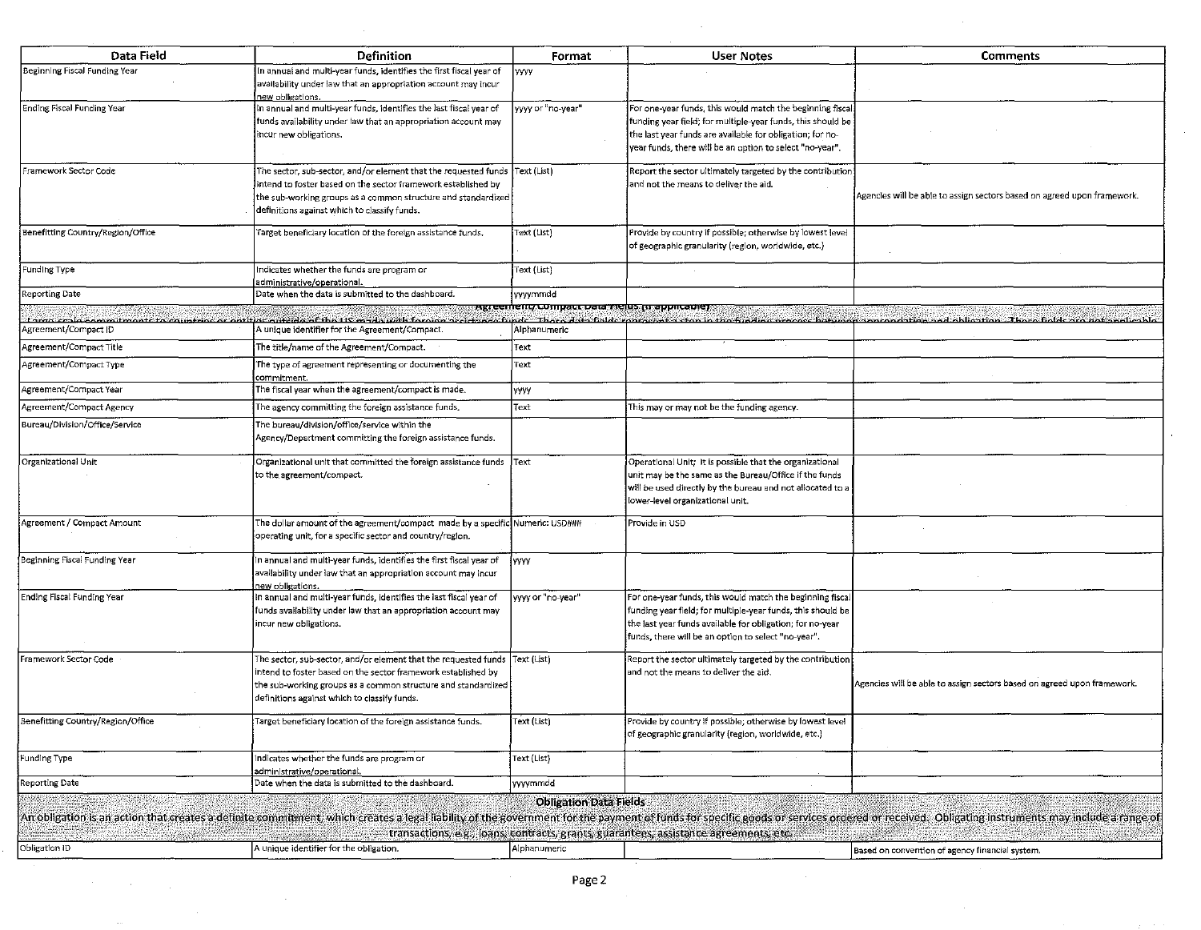| Data Field | Definition | Format | User Notes | Comments |
|---|---|---|---|---|
| Beginning Fiscal Funding Year | In annual and multi-year funds, identifies the first fiscal year of availability under law that an appropriation account may incur new obligations. | yyyy | | |
| Ending Fiscal Funding Year | In annual and multi-year funds, identifies the last fiscal year of funds availability under law that an appropriation account may incur new obligations. | yyyy or "no-year" | For one-year funds, this would match the beginning fiscal funding year field; for multiple-year funds, this should be the last year funds are available for obligation; for no-year funds, there will be an option to select "no-year". | |
| Framework Sector Code | The sector, sub-sector, and/or element that the requested funds intend to foster based on the sector framework established by the sub-working groups as a common structure and standardized definitions against which to classify funds. | Text (List) | Report the sector ultimately targeted by the contribution and not the means to deliver the aid. | Agencies will be able to assign sectors based on agreed upon framework. |
| Benefitting Country/Region/Office | Target beneficiary location of the foreign assistance funds. | Text (List) | Provide by country if possible; otherwise by lowest level of geographic granularity (region, worldwide, etc.) | |
| Funding Type | Indicates whether the funds are program or administrative/operational. | Text (List) | | |
| Reporting Date | Date when the data is submitted to the dashboard. | yyyymmdd | | |
| **Agreement/Compact Data Fields (if applicable)**<br>Large-scale commitments to countries or entities outside of the US made with foreign assistance funds. These data fields represent a step in the funding process between appropriation and obligation. These fields are not applicable | | | | |
| Agreement/Compact ID | A unique identifier for the Agreement/Compact. | Alphanumeric | | |
| Agreement/Compact Title | The title/name of the Agreement/Compact. | Text | | |
| Agreement/Compact Type | The type of agreement representing or documenting the commitment. | Text | | |
| Agreement/Compact Year | The fiscal year when the agreement/compact is made. | yyyy | | |
| Agreement/Compact Agency | The agency committing the foreign assistance funds. | Text | This may or may not be the funding agency. | |
| Bureau/Division/Office/Service | The bureau/division/office/service within the Agency/Department committing the foreign assistance funds. | | | |
| Organizational Unit | Organizational unit that committed the foreign assistance funds to the agreement/compact. | Text | Operational Unit; It is possible that the organizational unit may be the same as the Bureau/Office if the funds will be used directly by the bureau and not allocated to a lower-level organizational unit. | |
| Agreement / Compact Amount | The dollar amount of the agreement/compact made by a specific operating unit, for a specific sector and country/region. | Numeric: USD### | Provide in USD | |
| Beginning Fiscal Funding Year | In annual and multi-year funds, identifies the first fiscal year of availability under law that an appropriation account may incur new obligations. | yyyy | | |
| Ending Fiscal Funding Year | In annual and multi-year funds, identifies the last fiscal year of funds availability under law that an appropriation account may incur new obligations. | yyyy or "no-year" | For one-year funds, this would match the beginning fiscal funding year field; for multiple-year funds, this should be the last year funds available for obligation; for no-year funds, there will be an option to select "no-year". | |
| Framework Sector Code | The sector, sub-sector, and/or element that the requested funds intend to foster based on the sector framework established by the sub-working groups as a common structure and standardized definitions against which to classify funds. | Text (List) | Report the sector ultimately targeted by the contribution and not the means to deliver the aid. | Agencies will be able to assign sectors based on agreed upon framework. |
| Benefitting Country/Region/Office | Target beneficiary location of the foreign assistance funds. | Text (List) | Provide by country if possible; otherwise by lowest level of geographic granularity (region, worldwide, etc.) | |
| Funding Type | Indicates whether the funds are program or administrative/operational. | Text (List) | | |
| Reporting Date | Date when the data is submitted to the dashboard. | yyyymmdd | | |
| **Obligation Data Fields**<br>An obligation is an action that creates a definite commitment, which creates a legal liability of the government for the payment of funds for specific goods or services ordered or received. Obligating instruments may include a range of transactions, e.g., loans, contracts, grants, guarantees, assistance agreements, etc. | | | | |
| Obligation ID | A unique identifier for the obligation. | Alphanumeric | | Based on convention of agency financial system. |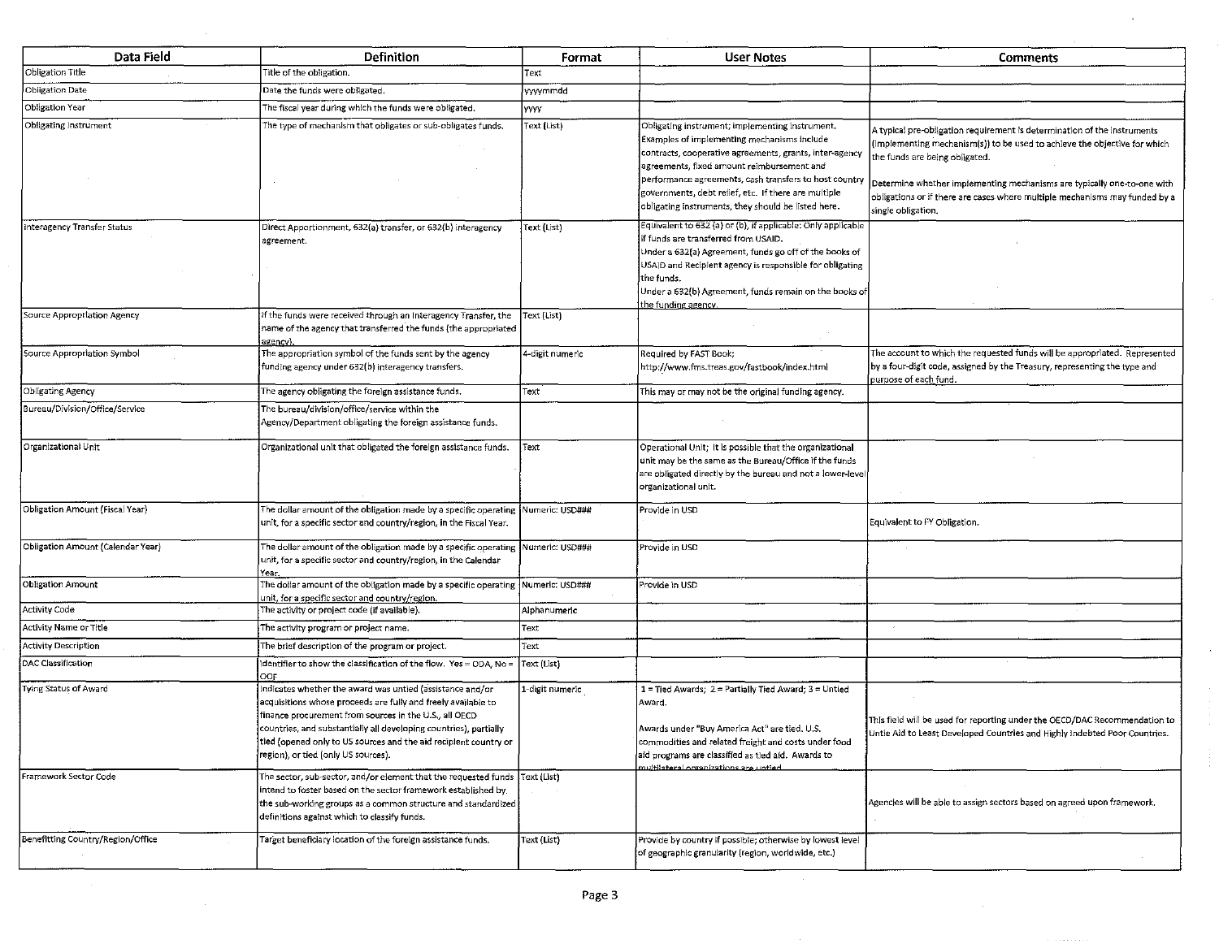| Data Field | Definition | Format | User Notes | Comments |
|---|---|---|---|---|
| Obligation Title | Title of the obligation. | Text | | |
| Obligation Date | Date the funds were obligated. | yyyymmdd | | |
| Obligation Year | The fiscal year during which the funds were obligated. | yyyy | | |
| Obligating Instrument | The type of mechanism that obligates or sub-obligates funds. | Text (List) | Obligating instrument; implementing instrument. Examples of implementing mechanisms include contracts, cooperative agreements, grants, inter-agency agreements, fixed amount reimbursement and performance agreements, cash transfers to host country governments, debt relief, etc. If there are multiple obligating instruments, they should be listed here. | A typical pre-obligation requirement is determination of the instruments (implementing mechanism(s)) to be used to achieve the objective for which the funds are being obligated. Determine whether implementing mechanisms are typically one-to-one with obligations or if there are cases where multiple mechanisms may funded by a single obligation. |
| Interagency Transfer Status | Direct Apportionment, 632(a) transfer, or 632(b) interagency agreement. | Text (List) | Equivalent to 632 (a) or (b), if applicable: Only applicable if funds are transferred from USAID. Under a 632(a) Agreement, funds go off of the books of USAID and Recipient agency is responsible for obligating the funds. Under a 632(b) Agreement, funds remain on the books of the funding agency. | |
| Source Appropriation Agency | If the funds were received through an Interagency Transfer, the name of the agency that transferred the funds (the appropriated agency). | Text (List) | | |
| Source Appropriation Symbol | The appropriation symbol of the funds sent by the agency funding agency under 632(b) interagency transfers. | 4-digit numeric | Required by FAST Book; http://www.fms.treas.gov/fastbook/index.html | The account to which the requested funds will be appropriated. Represented by a four-digit code, assigned by the Treasury, representing the type and purpose of each fund. |
| Obligating Agency | The agency obligating the foreign assistance funds. | Text | This may or may not be the original funding agency. | |
| Bureau/Division/Office/Service | The bureau/division/office/service within the Agency/Department obligating the foreign assistance funds. | | | |
| Organizational Unit | Organizational unit that obligated the foreign assistance funds. | Text | Operational Unit; It is possible that the organizational unit may be the same as the Bureau/Office if the funds are obligated directly by the bureau and not a lower-level organizational unit. | |
| Obligation Amount (Fiscal Year) | The dollar amount of the obligation made by a specific operating unit, for a specific sector and country/region, in the Fiscal Year. | Numeric: USD### | Provide in USD | Equivalent to FY Obligation. |
| Obligation Amount (Calendar Year) | The dollar amount of the obligation made by a specific operating unit, for a specific sector and country/region, in the Calendar Year. | Numeric: USD### | Provide in USD | |
| Obligation Amount | The dollar amount of the obligation made by a specific operating unit, for a specific sector and country/region. | Numeric: USD### | Provide in USD | |
| Activity Code | The activity or project code (if available). | Alphanumeric | | |
| Activity Name or Title | The activity program or project name. | Text | | |
| Activity Description | The brief description of the program or project. | Text | | |
| DAC Classification | Identifier to show the classification of the flow. Yes = ODA, No = OOF | Text (List) | | |
| Tying Status of Award | Indicates whether the award was untied (assistance and/or acquisitions whose proceeds are fully and freely available to finance procurement from sources in the U.S., all OECD countries, and substantially all developing countries), partially tied (opened only to US sources and the aid recipient country or region), or tied (only US sources). | 1-digit numeric | 1 = Tied Awards; 2 = Partially Tied Award; 3 = Untied Award. Awards under "Buy America Act" are tied. U.S. commodities and related freight and costs under food aid programs are classified as tied aid. Awards to multilateral organizations are untied. | This field will be used for reporting under the OECD/DAC Recommendation to Untie Aid to Least Developed Countries and Highly Indebted Poor Countries. |
| Framework Sector Code | The sector, sub-sector, and/or element that the requested funds intend to foster based on the sector framework established by the sub-working groups as a common structure and standardized definitions against which to classify funds. | Text (List) | | Agencies will be able to assign sectors based on agreed upon framework. |
| Benefitting Country/Region/Office | Target beneficiary location of the foreign assistance funds. | Text (List) | Provide by country if possible; otherwise by lowest level of geographic granularity (region, worldwide, etc.) | |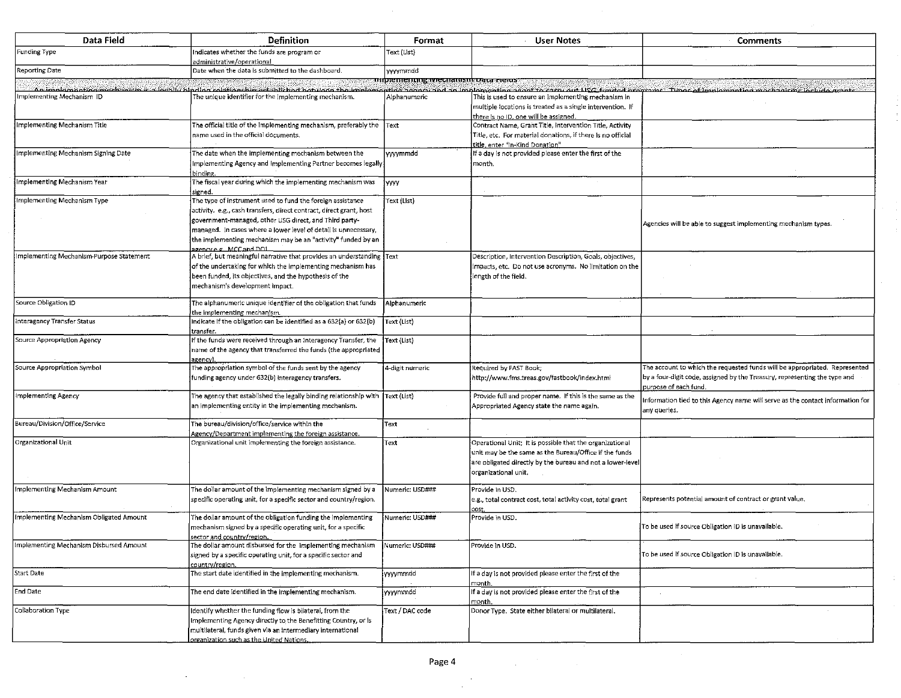| Data Field | Definition | Format | User Notes | Comments |
|---|---|---|---|---|
| Funding Type | Indicates whether the funds are program or administrative/operational. | Text (List) | | |
| Reporting Date | Date when the data is submitted to the dashboard. | yyyymmdd | | |
| **Implementing Mechanism Data Fields** | | | | |
| An implementing mechanism is a legally binding relationship established between the implementing agency and an implementing agent to carry out USG funded programs. Types of implementing mechanisms include grants | | | | |
| Implementing Mechanism ID | The unique identifier for the implementing mechanism. | Alphanumeric | This is used to ensure an implementing mechanism in multiple locations is treated as a single intervention. If there is no ID, one will be assigned. | |
| Implementing Mechanism Title | The official title of the implementing mechanism, preferably the name used in the official documents. | Text | Contract Name, Grant Title, Intervention Title, Activity Title, etc. For material donations, if there is no official title, enter "In-Kind Donation" | |
| Implementing Mechanism Signing Date | The date when the implementing mechanism between the Implementing Agency and Implementing Partner becomes legally binding. | yyyymmdd | If a day is not provided please enter the first of the month. | |
| Implementing Mechanism Year | The fiscal year during which the implementing mechanism was signed. | yyyy | | |
| Implementing Mechanism Type | The type of instrument used to fund the foreign assistance activity. e.g., cash transfers, direct contract, direct grant, host government-managed, other USG direct, and Third party-managed. In cases where a lower level of detail is unnecessary, the implementing mechanism may be an "activity" funded by an agency e.g. MCC and DOJ. | Text (List) | | Agencies will be able to suggest implementing mechanism types. |
| Implementing Mechanism-Purpose Statement | A brief, but meaningful narrative that provides an understanding of the undertaking for which the implementing mechanism has been funded, its objectives, and the hypothesis of the mechanism's development impact. | Text | Description, Intervention Description, Goals, objectives, impacts, etc. Do not use acronyms. No limitation on the length of the field. | |
| Source Obligation ID | The alphanumeric unique identifier of the obligation that funds the implementing mechanism. | Alphanumeric | | |
| Interagency Transfer Status | Indicate if the obligation can be identified as a 632(a) or 632(b) transfer. | Text (List) | | |
| Source Appropriation Agency | If the funds were received through an Interagency Transfer, the name of the agency that transferred the funds (the appropriated agency). | Text (List) | | |
| Source Appropriation Symbol | The appropriation symbol of the funds sent by the agency funding agency under 632(b) interagency transfers. | 4-digit numeric | Required by FAST Book; http://www.fms.treas.gov/fastbook/index.html | The account to which the requested funds will be appropriated. Represented by a four-digit code, assigned by the Treasury, representing the type and purpose of each fund. |
| Implementing Agency | The agency that established the legally binding relationship with an implementing entity in the implementing mechanism. | Text (List) | Provide full and proper name. If this is the same as the Appropriated Agency state the name again. | Information tied to this Agency name will serve as the contact information for any queries. |
| Bureau/Division/Office/Service | The bureau/division/office/service within the Agency/Department implementing the foreign assistance. | Text | | |
| Organizational Unit | Organizational unit implementing the foreign assistance. | Text | Operational Unit; It is possible that the organizational unit may be the same as the Bureau/Office if the funds are obligated directly by the bureau and not a lower-level organizational unit. | |
| Implementing Mechanism Amount | The dollar amount of the implementing mechanism signed by a specific operating unit, for a specific sector and country/region. | Numeric: USD### | Provide in USD. e.g., total contract cost, total activity cost, total grant cost. | Represents potential amount of contract or grant value. |
| Implementing Mechanism Obligated Amount | The dollar amount of the obligation funding the implementing mechanism signed by a specific operating unit, for a specific sector and country/region. | Numeric: USD### | Provide in USD. | To be used if source Obligation ID is unavailable. |
| Implementing Mechanism Disbursed Amount | The dollar amount disbursed for the implementing mechanism signed by a specific operating unit, for a specific sector and country/region. | Numeric: USD### | Provide in USD. | To be used if source Obligation ID is unavailable. |
| Start Date | The start date identified in the implementing mechanism. | yyyymmdd | If a day is not provided please enter the first of the month. | |
| End Date | The end date identified in the implementing mechanism. | yyyymmdd | If a day is not provided please enter the first of the month. | |
| Collaboration Type | Identify whether the funding flow is bilateral, from the Implementing Agency directly to the Benefitting Country, or is multilateral, funds given via an intermediary international organization such as the United Nations. | Text / DAC code | Donor Type. State either bilateral or multilateral. | |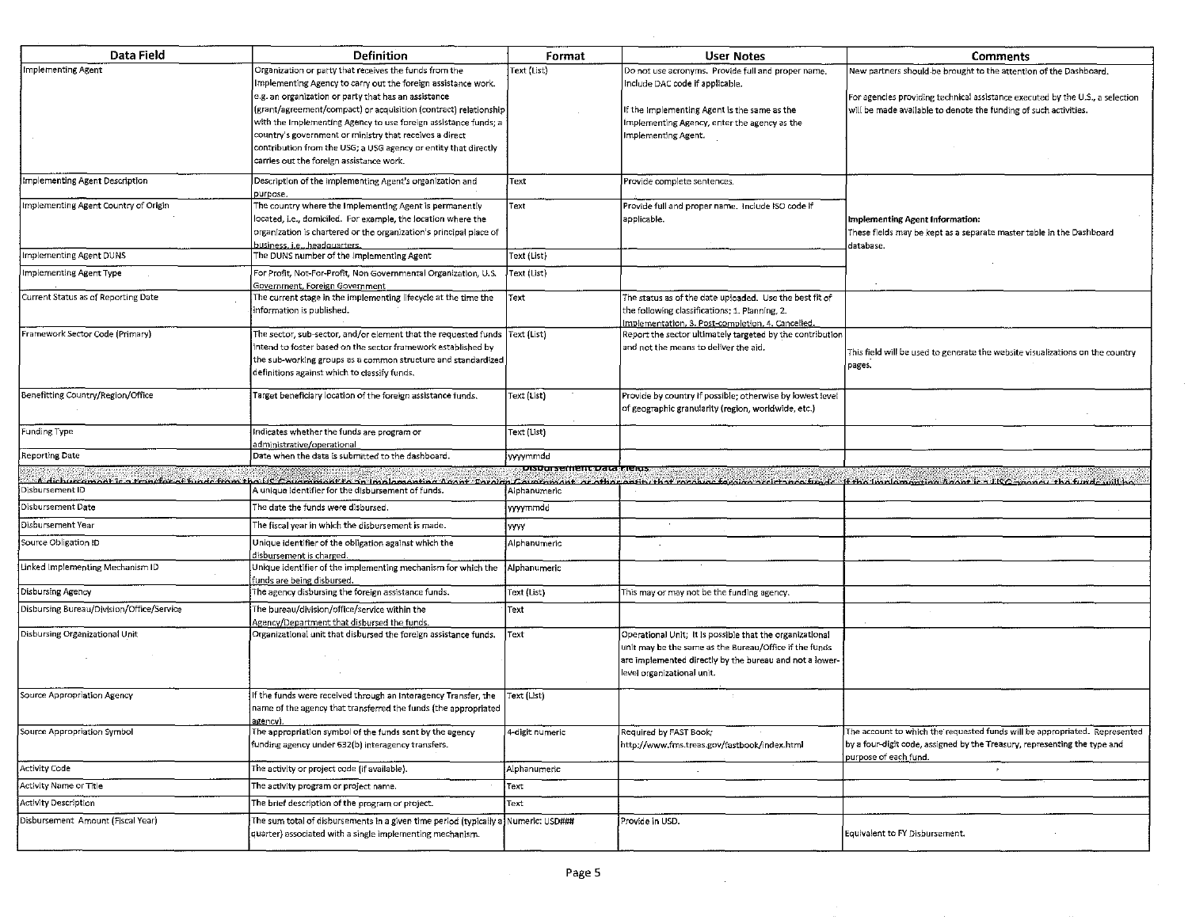| Data Field | Definition | Format | User Notes | Comments |
|---|---|---|---|---|
| Implementing Agent | Organization or party that receives the funds from the Implementing Agency to carry out the foreign assistance work. e.g. an organization or party that has an assistance (grant/agreement/compact) or acquisition (contract) relationship with the Implementing Agency to use foreign assistance funds; a country's government or ministry that receives a direct contribution from the USG; a USG agency or entity that directly carries out the foreign assistance work. | Text (List) | Do not use acronyms. Provide full and proper name. Include DAC code if applicable. If the Implementing Agent is the same as the Implementing Agency, enter the agency as the Implementing Agent. | New partners should be brought to the attention of the Dashboard. For agencies providing technical assistance executed by the U.S., a selection will be made available to denote the funding of such activities. |
| Implementing Agent Description | Description of the Implementing Agent's organization and purpose. | Text | Provide complete sentences. | **Implementing Agent Information:** These fields may be kept as a separate master table in the Dashboard database. |
| Implementing Agent Country of Origin | The country where the Implementing Agent is permanently located, i.e., domiciled. For example, the location where the organization is chartered or the organization's principal place of business, i.e., headquarters. | Text | Provide full and proper name. Include ISO code if applicable. | |
| Implementing Agent DUNS | The DUNS number of the Implementing Agent | Text (List) | | |
| Implementing Agent Type | For Profit, Not-For-Profit, Non Governmental Organization, U.S. Government, Foreign Government | Text (List) | | |
| Current Status as of Reporting Date | The current stage in the implementing lifecycle at the time the information is published. | Text | The status as of the date uploaded. Use the best fit of the following classifications: 1. Planning, 2. Implementation, 3. Post-completion, 4. Cancelled. | |
| Framework Sector Code (Primary) | The sector, sub-sector, and/or element that the requested funds intend to foster based on the sector framework established by the sub-working groups as a common structure and standardized definitions against which to classify funds. | Text (List) | Report the sector ultimately targeted by the contribution and not the means to deliver the aid. | This field will be used to generate the website visualizations on the country pages. |
| Benefitting Country/Region/Office | Target beneficiary location of the foreign assistance funds. | Text (List) | Provide by country if possible; otherwise by lowest level of geographic granularity (region, worldwide, etc.) | |
| Funding Type | Indicates whether the funds are program or administrative/operational | Text (List) | | |
| Reporting Date | Date when the data is submitted to the dashboard. | yyyymmdd | | |
| **Disbursement Data Fields** — A disbursement is a transfer of funds from the US Government to an Implementing Agent, Foreign Government, or other entity that receives foreign assistance funds. If the Implementing Agent is a USG agency, the funds will be... | | | | |
| Disbursement ID | A unique identifier for the disbursement of funds. | Alphanumeric | | |
| Disbursement Date | The date the funds were disbursed. | yyyymmdd | | |
| Disbursement Year | The fiscal year in which the disbursement is made. | yyyy | | |
| Source Obligation ID | Unique identifier of the obligation against which the disbursement is charged. | Alphanumeric | | |
| Linked Implementing Mechanism ID | Unique identifier of the implementing mechanism for which the funds are being disbursed. | Alphanumeric | | |
| Disbursing Agency | The agency disbursing the foreign assistance funds. | Text (List) | This may or may not be the funding agency. | |
| Disbursing Bureau/Division/Office/Service | The bureau/division/office/service within the Agency/Department that disbursed the funds. | Text | | |
| Disbursing Organizational Unit | Organizational unit that disbursed the foreign assistance funds. | Text | Operational Unit; It is possible that the organizational unit may be the same as the Bureau/Office if the funds are implemented directly by the bureau and not a lower-level organizational unit. | |
| Source Appropriation Agency | If the funds were received through an Interagency Transfer, the name of the agency that transferred the funds (the appropriated agency). | Text (List) | | |
| Source Appropriation Symbol | The appropriation symbol of the funds sent by the agency funding agency under 632(b) interagency transfers. | 4-digit numeric | Required by FAST Book; http://www.fms.treas.gov/fastbook/index.html | The account to which the requested funds will be appropriated. Represented by a four-digit code, assigned by the Treasury, representing the type and purpose of each fund. |
| Activity Code | The activity or project code (if available). | Alphanumeric | | |
| Activity Name or Title | The activity program or project name. | Text | | |
| Activity Description | The brief description of the program or project. | Text | | |
| Disbursement Amount (Fiscal Year) | The sum total of disbursements in a given time period (typically a quarter) associated with a single implementing mechanism. | Numeric: USD### | Provide in USD. | Equivalent to FY Disbursement. |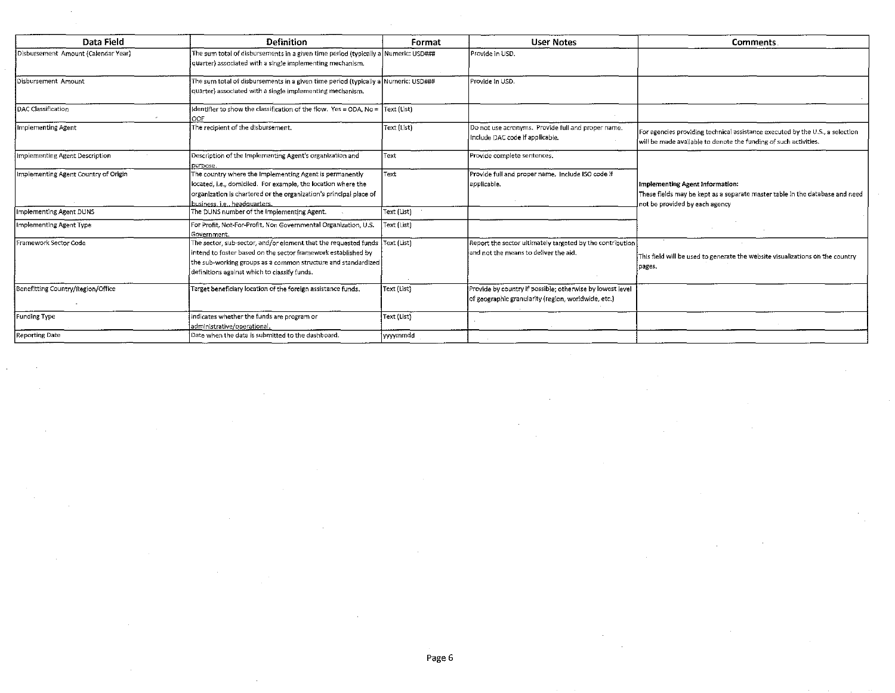| Data Field | Definition | Format | User Notes | Comments |
|---|---|---|---|---|
| Disbursement Amount (Calendar Year) | The sum total of disbursements in a given time period (typically a quarter) associated with a single implementing mechanism. | Numeric: USD### | Provide in USD. | |
| Disbursement Amount | The sum total of disbursements in a given time period (typically a quarter) associated with a single implementing mechanism. | Numeric: USD### | Provide in USD. | |
| DAC Classification | Identifier to show the classification of the flow. Yes = ODA, No = OOF | Text (List) | | |
| Implementing Agent | The recipient of the disbursement. | Text (List) | Do not use acronyms. Provide full and proper name. Include DAC code if applicable. | For agencies providing technical assistance executed by the U.S., a selection will be made available to denote the funding of such activities. |
| Implementing Agent Description | Description of the Implementing Agent's organization and purpose. | Text | Provide complete sentences. | **Implementing Agent Information:** These fields may be kept as a separate master table in the database and need not be provided by each agency |
| Implementing Agent Country of Origin | The country where the Implementing Agent is permanently located, i.e., domiciled. For example, the location where the organization is chartered or the organization's principal place of business, i.e., headquarters. | Text | Provide full and proper name. Include ISO code if applicable. | |
| Implementing Agent DUNS | The DUNS number of the Implementing Agent. | Text (List) | | |
| Implementing Agent Type | For Profit, Not-For-Profit, Non Governmental Organization, U.S. Government. | Text (List) | | |
| Framework Sector Code | The sector, sub-sector, and/or element that the requested funds intend to foster based on the sector framework established by the sub-working groups as a common structure and standardized definitions against which to classify funds. | Text (List) | Report the sector ultimately targeted by the contribution and not the means to deliver the aid. | This field will be used to generate the website visualizations on the country pages. |
| Benefitting Country/Region/Office | Target beneficiary location of the foreign assistance funds. | Text (List) | Provide by country if possible; otherwise by lowest level of geographic granularity (region, worldwide, etc.) | |
| Funding Type | Indicates whether the funds are program or administrative/operational. | Text (List) | | |
| Reporting Date | Date when the data is submitted to the dashboard. | yyyymmdd | | |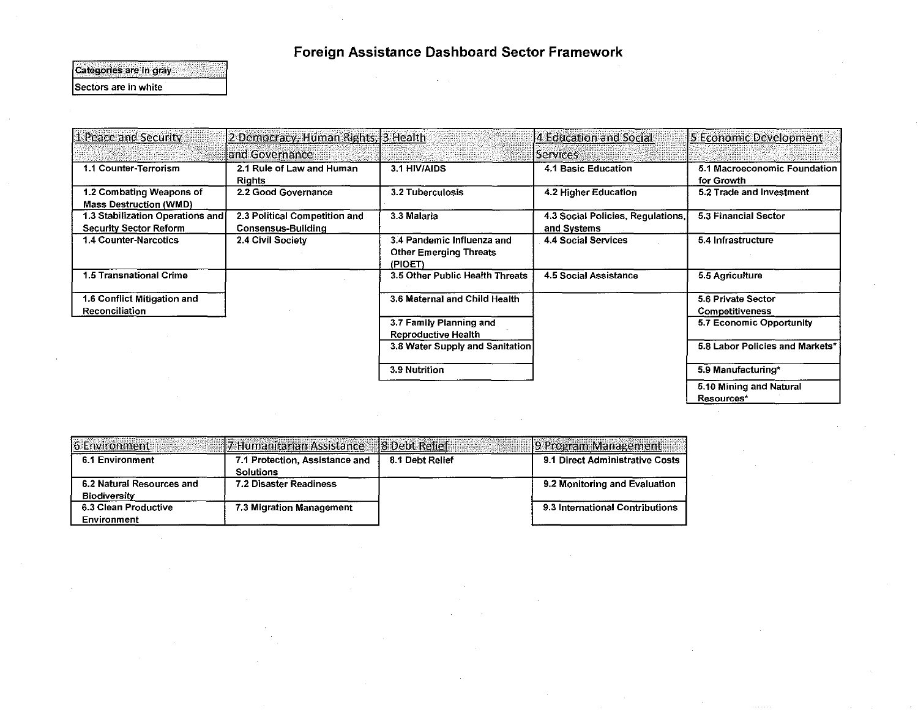# Foreign Assistance Dashboard Sector Framework

| |
|---|
| Categories are in gray |
| Sectors are in white |

| 1 Peace and Security | 2 Democracy, Human Rights, and Governance | 3 Health | 4 Education and Social Services | 5 Economic Development |
|---|---|---|---|---|
| 1.1 Counter-Terrorism | 2.1 Rule of Law and Human Rights | 3.1 HIV/AIDS | 4.1 Basic Education | 5.1 Macroeconomic Foundation for Growth |
| 1.2 Combating Weapons of Mass Destruction (WMD) | 2.2 Good Governance | 3.2 Tuberculosis | 4.2 Higher Education | 5.2 Trade and Investment |
| 1.3 Stabilization Operations and Security Sector Reform | 2.3 Political Competition and Consensus-Building | 3.3 Malaria | 4.3 Social Policies, Regulations, and Systems | 5.3 Financial Sector |
| 1.4 Counter-Narcotics | 2.4 Civil Society | 3.4 Pandemic Influenza and Other Emerging Threats (PIOET) | 4.4 Social Services | 5.4 Infrastructure |
| 1.5 Transnational Crime | | 3.5 Other Public Health Threats | 4.5 Social Assistance | 5.5 Agriculture |
| 1.6 Conflict Mitigation and Reconciliation | | 3.6 Maternal and Child Health | | 5.6 Private Sector Competitiveness |
| | | 3.7 Family Planning and Reproductive Health | | 5.7 Economic Opportunity |
| | | 3.8 Water Supply and Sanitation | | 5.8 Labor Policies and Markets* |
| | | 3.9 Nutrition | | 5.9 Manufacturing* |
| | | | | 5.10 Mining and Natural Resources* |

| 6 Environment | 7 Humanitarian Assistance | 8 Debt Relief | 9 Program Management |
|---|---|---|---|
| 6.1 Environment | 7.1 Protection, Assistance and Solutions | 8.1 Debt Relief | 9.1 Direct Administrative Costs |
| 6.2 Natural Resources and Biodiversity | 7.2 Disaster Readiness | | 9.2 Monitoring and Evaluation |
| 6.3 Clean Productive Environment | 7.3 Migration Management | | 9.3 International Contributions |